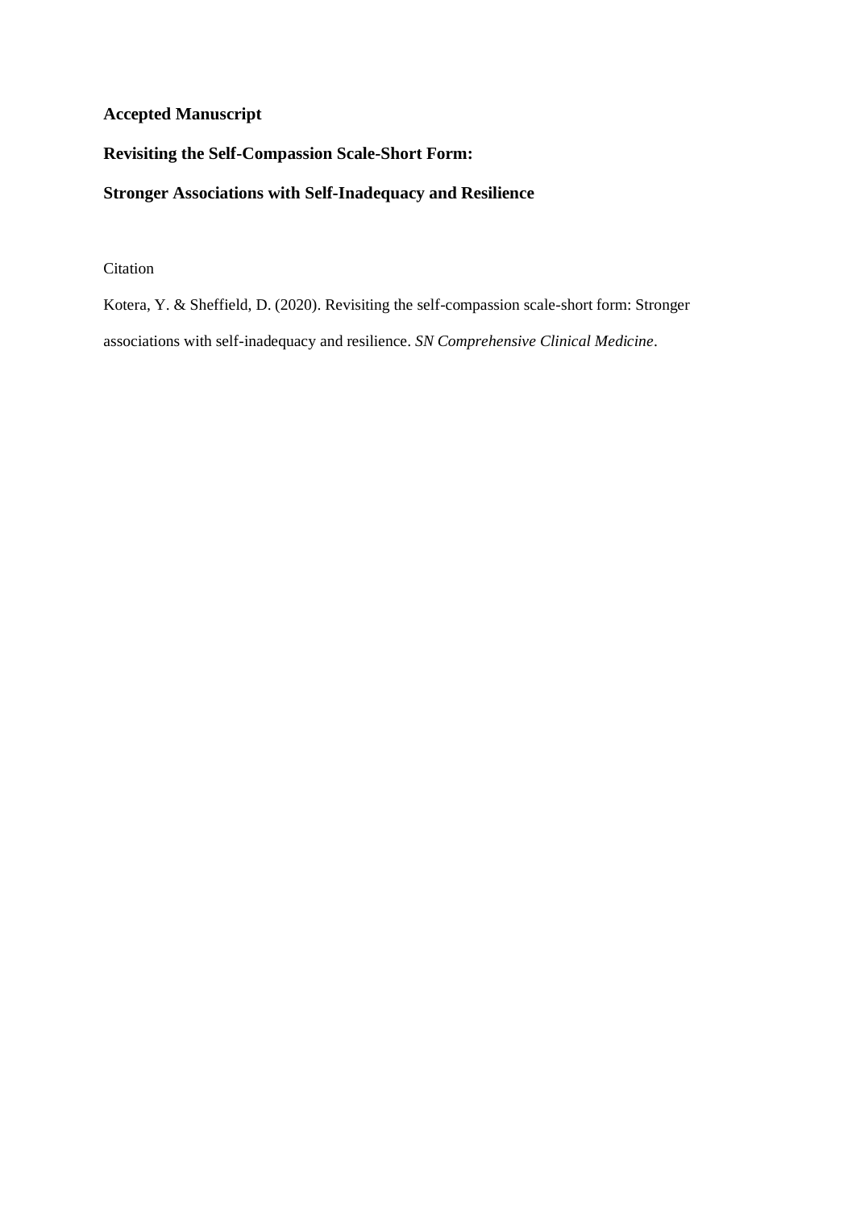**Accepted Manuscript**

# Revisiting the Self-Compassion Scale-Short Form:

# Stronger Associations with Self-Inadequacy and Resilience

Citation

Kotera, Y. & Sheffield, D. (2020). Revisiting the self-compassion scale-short form: Stronger associations with self-inadequacy and resilience. *SN Comprehensive Clinical Medicine*.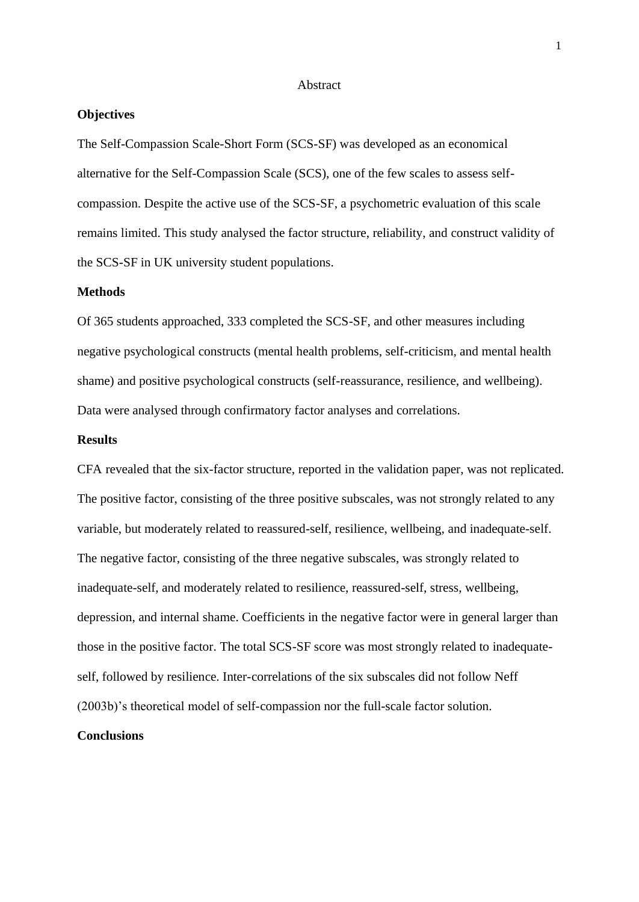# Abstract

## Objectives

The Self-Compassion Scale-Short Form (SCS-SF) was developed as an economical alternative for the Self-Compassion Scale (SCS), one of the few scales to assess self-compassion. Despite the active use of the SCS-SF, a psychometric evaluation of this scale remains limited. This study analysed the factor structure, reliability, and construct validity of the SCS-SF in UK university student populations.

## Methods

Of 365 students approached, 333 completed the SCS-SF, and other measures including negative psychological constructs (mental health problems, self-criticism, and mental health shame) and positive psychological constructs (self-reassurance, resilience, and wellbeing). Data were analysed through confirmatory factor analyses and correlations.

## Results

CFA revealed that the six-factor structure, reported in the validation paper, was not replicated. The positive factor, consisting of the three positive subscales, was not strongly related to any variable, but moderately related to reassured-self, resilience, wellbeing, and inadequate-self. The negative factor, consisting of the three negative subscales, was strongly related to inadequate-self, and moderately related to resilience, reassured-self, stress, wellbeing, depression, and internal shame. Coefficients in the negative factor were in general larger than those in the positive factor. The total SCS-SF score was most strongly related to inadequate-self, followed by resilience. Inter-correlations of the six subscales did not follow Neff (2003b)'s theoretical model of self-compassion nor the full-scale factor solution.

## Conclusions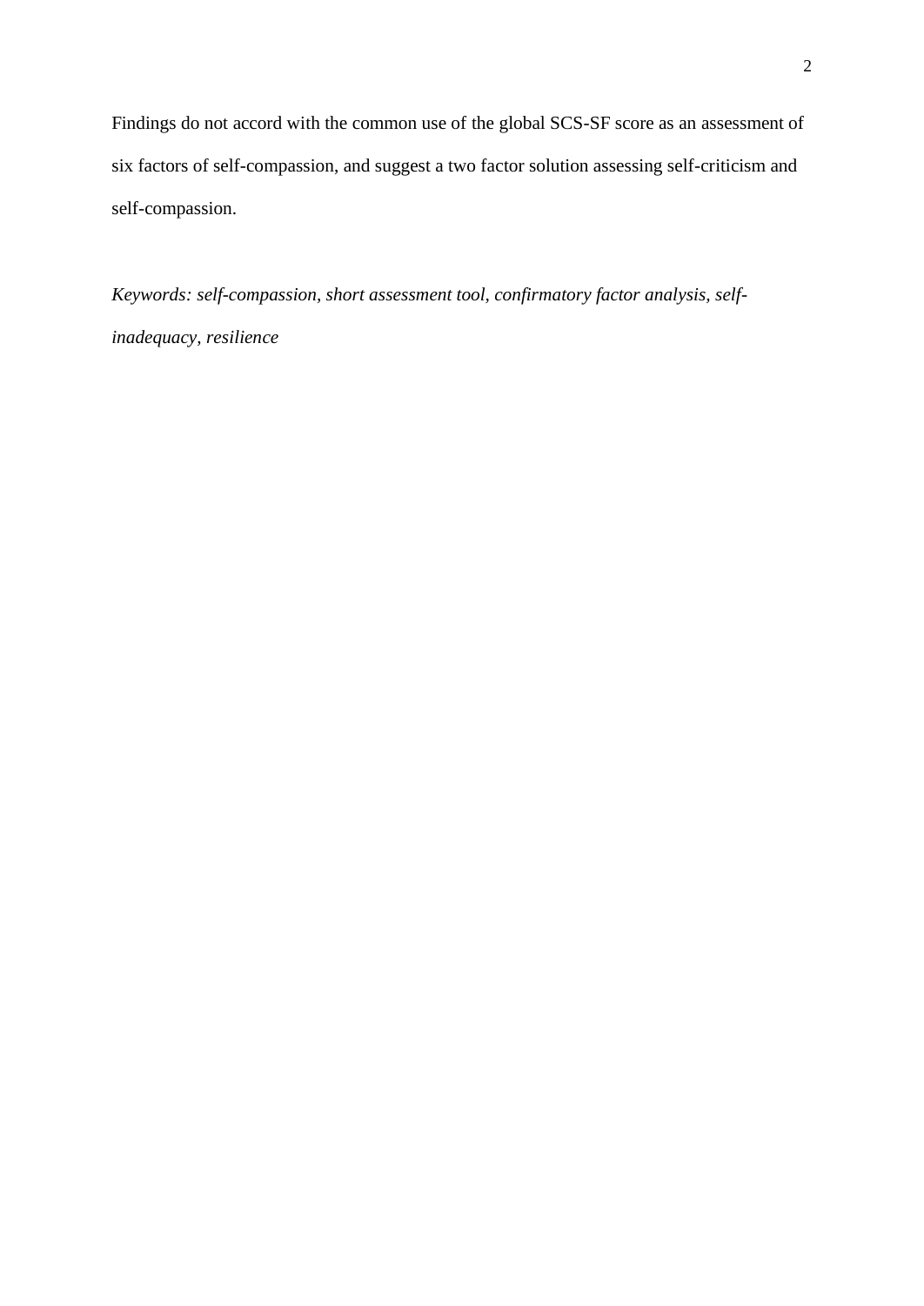Findings do not accord with the common use of the global SCS-SF score as an assessment of six factors of self-compassion, and suggest a two factor solution assessing self-criticism and self-compassion.

*Keywords: self-compassion, short assessment tool, confirmatory factor analysis, self-inadequacy, resilience*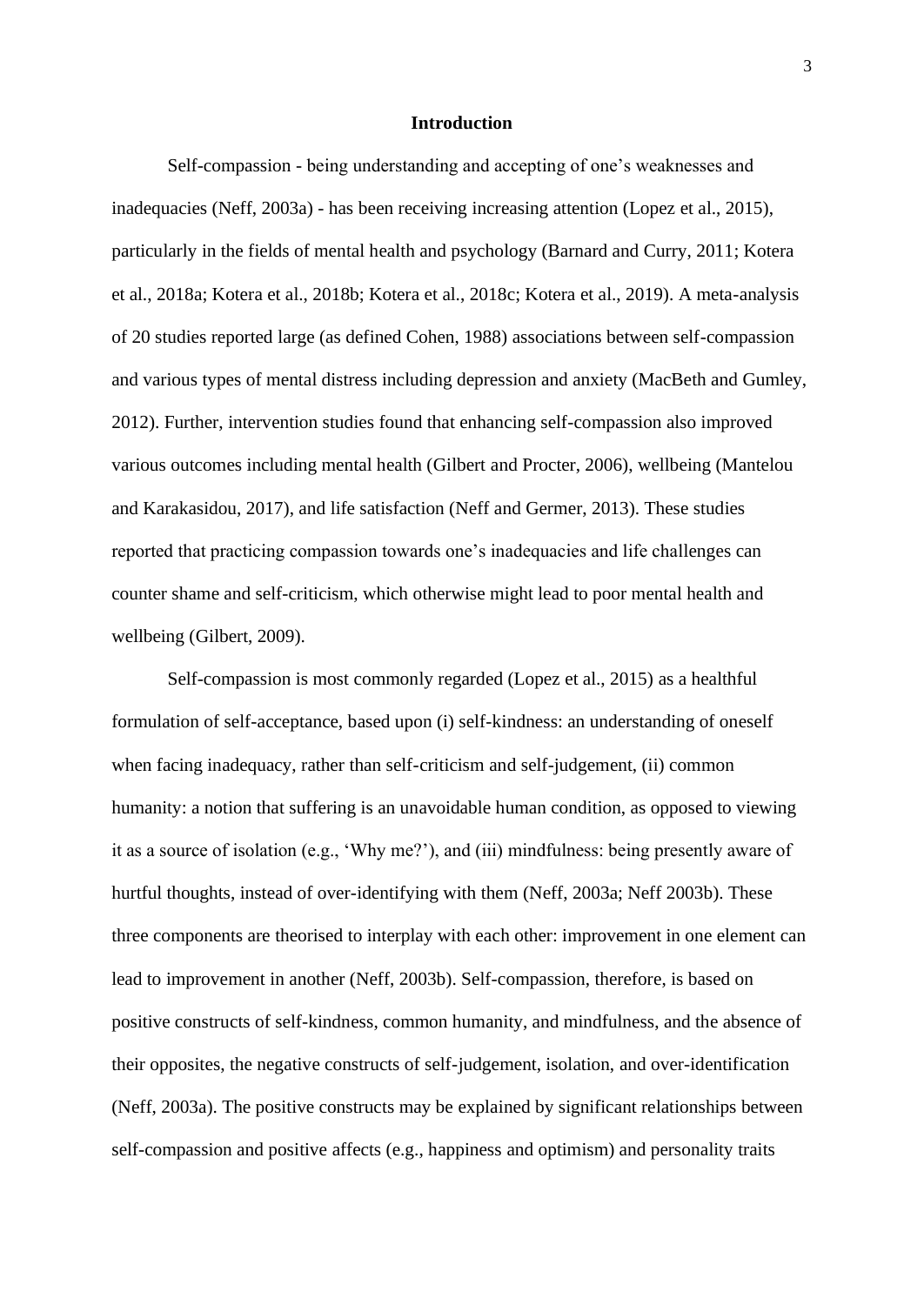# Introduction

Self-compassion - being understanding and accepting of one's weaknesses and inadequacies (Neff, 2003a) - has been receiving increasing attention (Lopez et al., 2015), particularly in the fields of mental health and psychology (Barnard and Curry, 2011; Kotera et al., 2018a; Kotera et al., 2018b; Kotera et al., 2018c; Kotera et al., 2019). A meta-analysis of 20 studies reported large (as defined Cohen, 1988) associations between self-compassion and various types of mental distress including depression and anxiety (MacBeth and Gumley, 2012). Further, intervention studies found that enhancing self-compassion also improved various outcomes including mental health (Gilbert and Procter, 2006), wellbeing (Mantelou and Karakasidou, 2017), and life satisfaction (Neff and Germer, 2013). These studies reported that practicing compassion towards one's inadequacies and life challenges can counter shame and self-criticism, which otherwise might lead to poor mental health and wellbeing (Gilbert, 2009).

Self-compassion is most commonly regarded (Lopez et al., 2015) as a healthful formulation of self-acceptance, based upon (i) self-kindness: an understanding of oneself when facing inadequacy, rather than self-criticism and self-judgement, (ii) common humanity: a notion that suffering is an unavoidable human condition, as opposed to viewing it as a source of isolation (e.g., 'Why me?'), and (iii) mindfulness: being presently aware of hurtful thoughts, instead of over-identifying with them (Neff, 2003a; Neff 2003b). These three components are theorised to interplay with each other: improvement in one element can lead to improvement in another (Neff, 2003b). Self-compassion, therefore, is based on positive constructs of self-kindness, common humanity, and mindfulness, and the absence of their opposites, the negative constructs of self-judgement, isolation, and over-identification (Neff, 2003a). The positive constructs may be explained by significant relationships between self-compassion and positive affects (e.g., happiness and optimism) and personality traits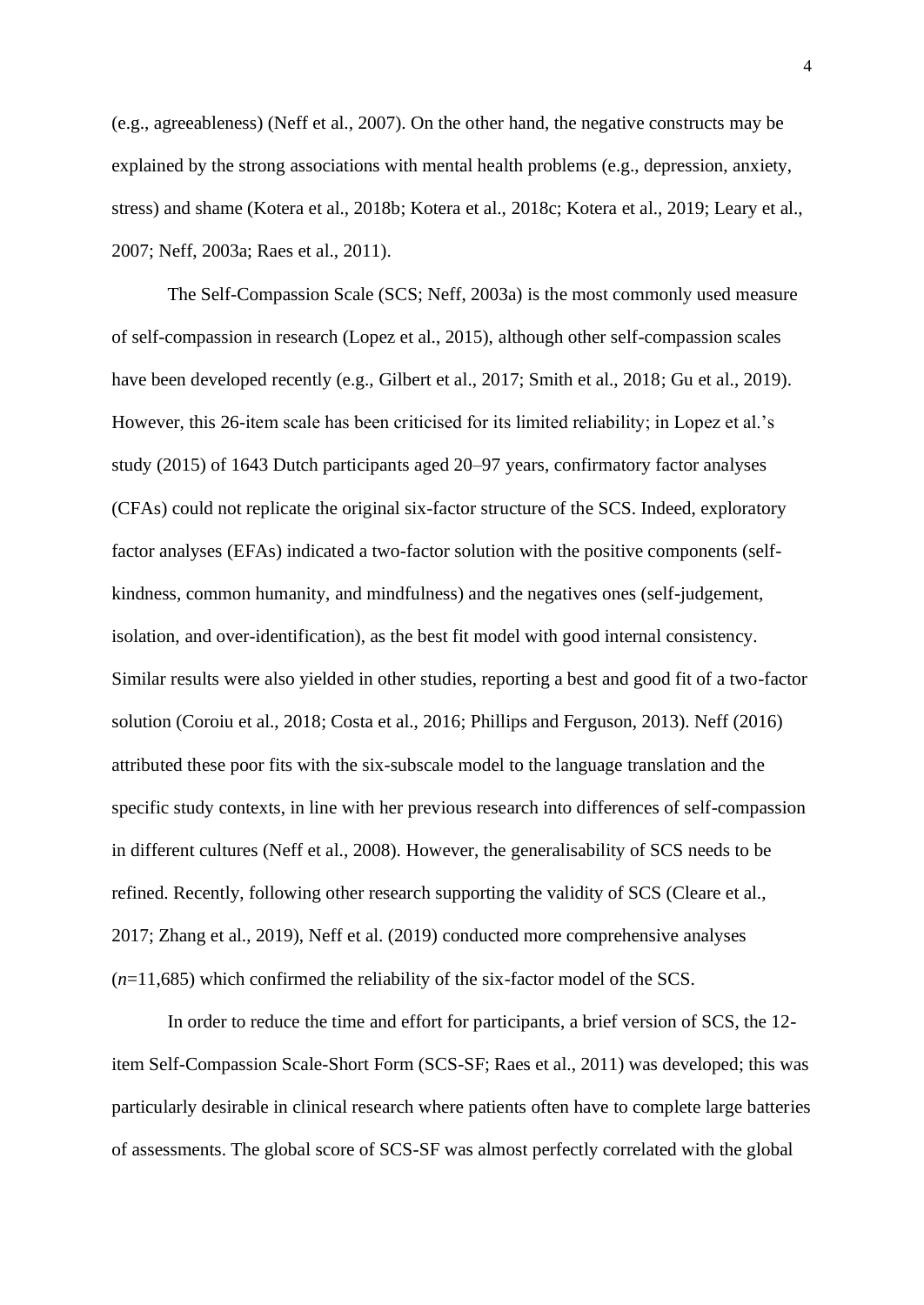(e.g., agreeableness) (Neff et al., 2007). On the other hand, the negative constructs may be explained by the strong associations with mental health problems (e.g., depression, anxiety, stress) and shame (Kotera et al., 2018b; Kotera et al., 2018c; Kotera et al., 2019; Leary et al., 2007; Neff, 2003a; Raes et al., 2011).

The Self-Compassion Scale (SCS; Neff, 2003a) is the most commonly used measure of self-compassion in research (Lopez et al., 2015), although other self-compassion scales have been developed recently (e.g., Gilbert et al., 2017; Smith et al., 2018; Gu et al., 2019). However, this 26-item scale has been criticised for its limited reliability; in Lopez et al.'s study (2015) of 1643 Dutch participants aged 20–97 years, confirmatory factor analyses (CFAs) could not replicate the original six-factor structure of the SCS. Indeed, exploratory factor analyses (EFAs) indicated a two-factor solution with the positive components (self-kindness, common humanity, and mindfulness) and the negatives ones (self-judgement, isolation, and over-identification), as the best fit model with good internal consistency. Similar results were also yielded in other studies, reporting a best and good fit of a two-factor solution (Coroiu et al., 2018; Costa et al., 2016; Phillips and Ferguson, 2013). Neff (2016) attributed these poor fits with the six-subscale model to the language translation and the specific study contexts, in line with her previous research into differences of self-compassion in different cultures (Neff et al., 2008). However, the generalisability of SCS needs to be refined. Recently, following other research supporting the validity of SCS (Cleare et al., 2017; Zhang et al., 2019), Neff et al. (2019) conducted more comprehensive analyses ($n$=11,685) which confirmed the reliability of the six-factor model of the SCS.

In order to reduce the time and effort for participants, a brief version of SCS, the 12-item Self-Compassion Scale-Short Form (SCS-SF; Raes et al., 2011) was developed; this was particularly desirable in clinical research where patients often have to complete large batteries of assessments. The global score of SCS-SF was almost perfectly correlated with the global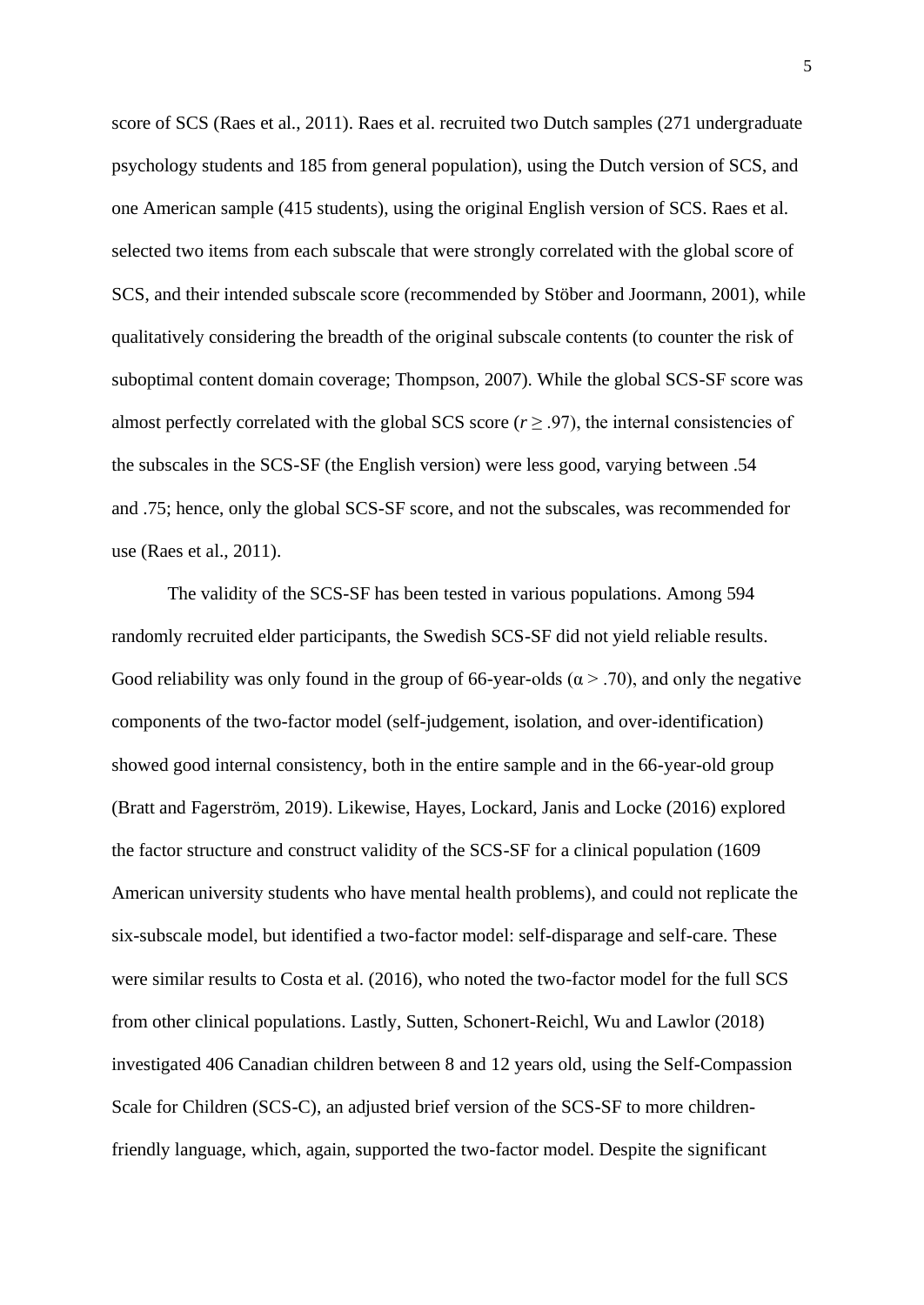score of SCS (Raes et al., 2011). Raes et al. recruited two Dutch samples (271 undergraduate psychology students and 185 from general population), using the Dutch version of SCS, and one American sample (415 students), using the original English version of SCS. Raes et al. selected two items from each subscale that were strongly correlated with the global score of SCS, and their intended subscale score (recommended by Stöber and Joormann, 2001), while qualitatively considering the breadth of the original subscale contents (to counter the risk of suboptimal content domain coverage; Thompson, 2007). While the global SCS-SF score was almost perfectly correlated with the global SCS score ($r \geq .97$), the internal consistencies of the subscales in the SCS-SF (the English version) were less good, varying between .54 and .75; hence, only the global SCS-SF score, and not the subscales, was recommended for use (Raes et al., 2011).

The validity of the SCS-SF has been tested in various populations. Among 594 randomly recruited elder participants, the Swedish SCS-SF did not yield reliable results. Good reliability was only found in the group of 66-year-olds ($\alpha > .70$), and only the negative components of the two-factor model (self-judgement, isolation, and over-identification) showed good internal consistency, both in the entire sample and in the 66-year-old group (Bratt and Fagerström, 2019). Likewise, Hayes, Lockard, Janis and Locke (2016) explored the factor structure and construct validity of the SCS-SF for a clinical population (1609 American university students who have mental health problems), and could not replicate the six-subscale model, but identified a two-factor model: self-disparage and self-care. These were similar results to Costa et al. (2016), who noted the two-factor model for the full SCS from other clinical populations. Lastly, Sutten, Schonert-Reichl, Wu and Lawlor (2018) investigated 406 Canadian children between 8 and 12 years old, using the Self-Compassion Scale for Children (SCS-C), an adjusted brief version of the SCS-SF to more children-friendly language, which, again, supported the two-factor model. Despite the significant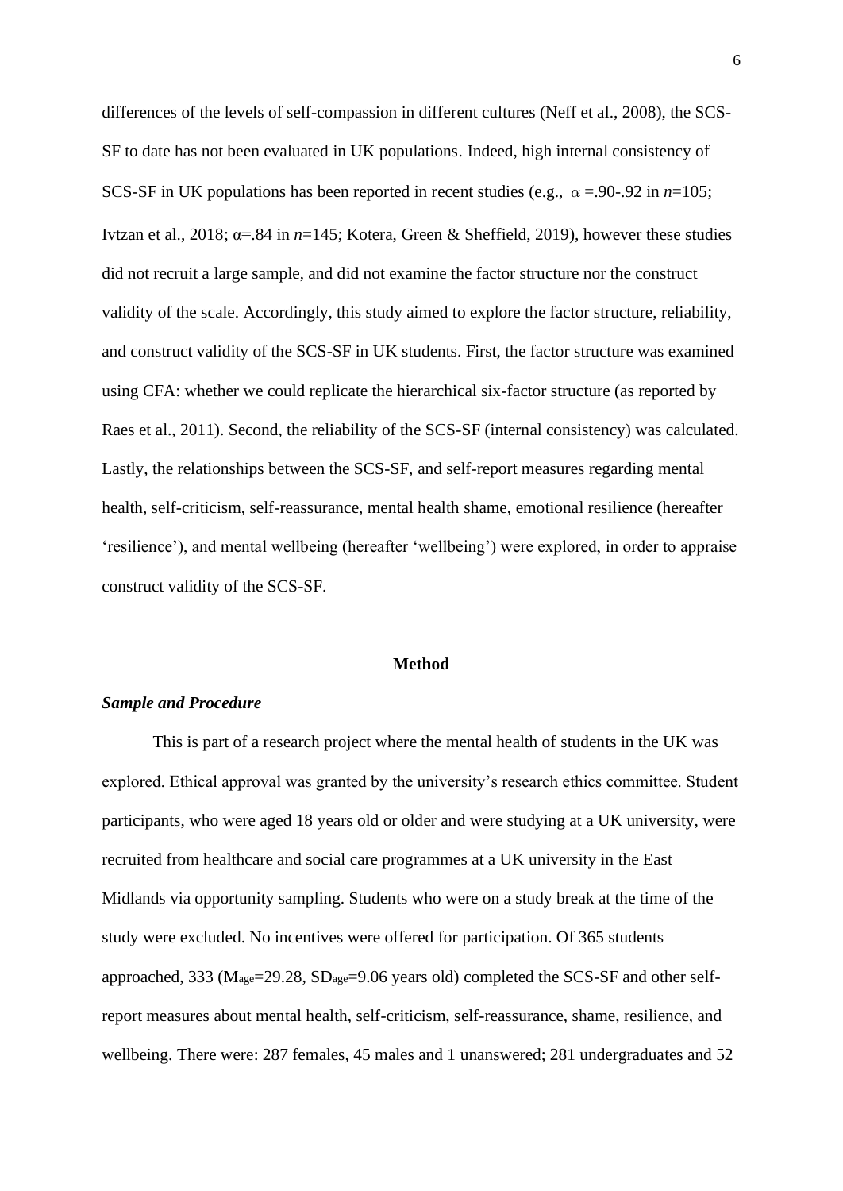differences of the levels of self-compassion in different cultures (Neff et al., 2008), the SCS-SF to date has not been evaluated in UK populations. Indeed, high internal consistency of SCS-SF in UK populations has been reported in recent studies (e.g., $\alpha$ =.90-.92 in *n*=105; Ivtzan et al., 2018; $\alpha$=.84 in *n*=145; Kotera, Green & Sheffield, 2019), however these studies did not recruit a large sample, and did not examine the factor structure nor the construct validity of the scale. Accordingly, this study aimed to explore the factor structure, reliability, and construct validity of the SCS-SF in UK students. First, the factor structure was examined using CFA: whether we could replicate the hierarchical six-factor structure (as reported by Raes et al., 2011). Second, the reliability of the SCS-SF (internal consistency) was calculated. Lastly, the relationships between the SCS-SF, and self-report measures regarding mental health, self-criticism, self-reassurance, mental health shame, emotional resilience (hereafter 'resilience'), and mental wellbeing (hereafter 'wellbeing') were explored, in order to appraise construct validity of the SCS-SF.

## Method

### *Sample and Procedure*

This is part of a research project where the mental health of students in the UK was explored. Ethical approval was granted by the university's research ethics committee. Student participants, who were aged 18 years old or older and were studying at a UK university, were recruited from healthcare and social care programmes at a UK university in the East Midlands via opportunity sampling. Students who were on a study break at the time of the study were excluded. No incentives were offered for participation. Of 365 students approached, 333 ($M_{age}$=29.28, $SD_{age}$=9.06 years old) completed the SCS-SF and other self-report measures about mental health, self-criticism, self-reassurance, shame, resilience, and wellbeing. There were: 287 females, 45 males and 1 unanswered; 281 undergraduates and 52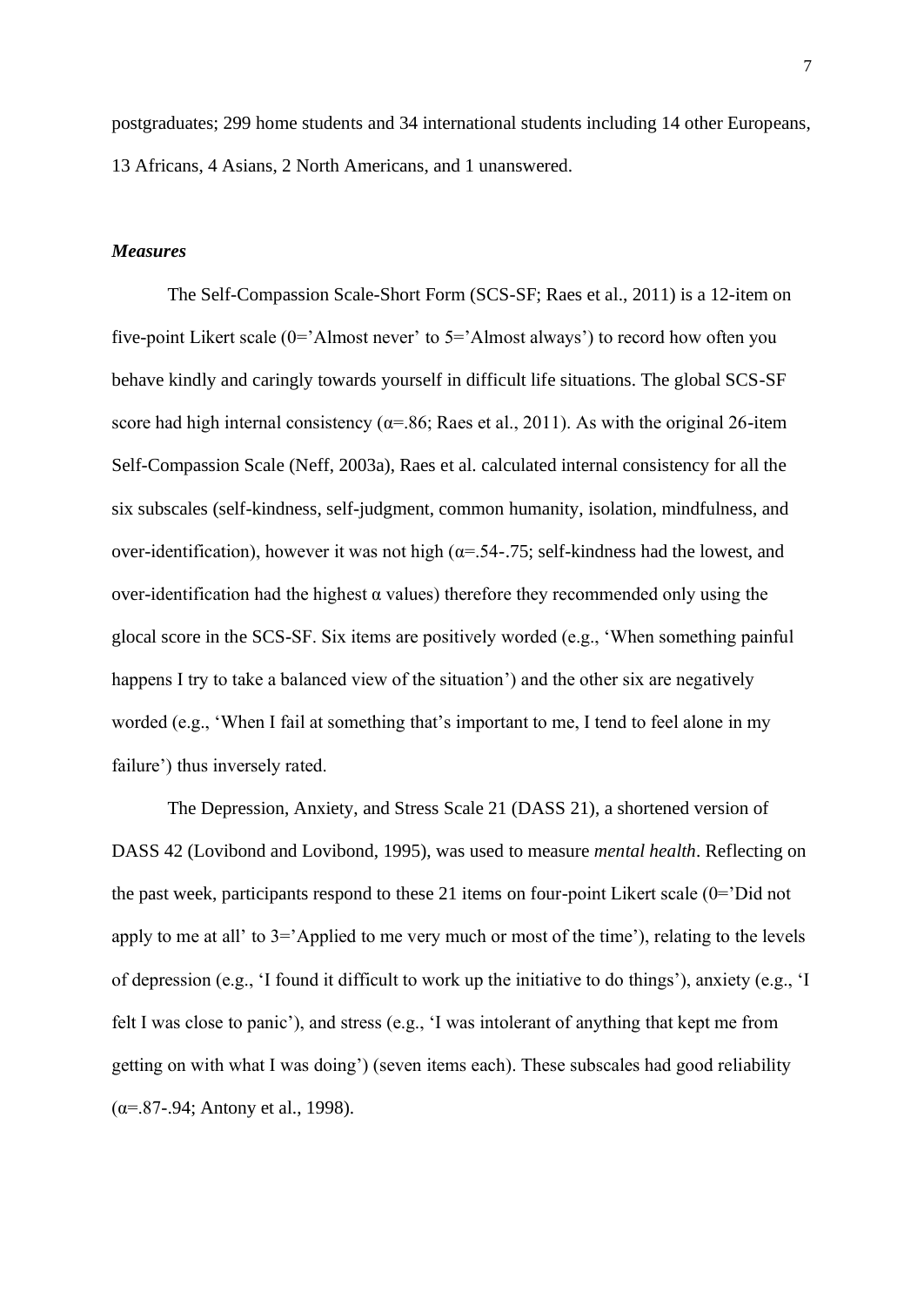postgraduates; 299 home students and 34 international students including 14 other Europeans, 13 Africans, 4 Asians, 2 North Americans, and 1 unanswered.

### *Measures*

The Self-Compassion Scale-Short Form (SCS-SF; Raes et al., 2011) is a 12-item on five-point Likert scale (0='Almost never' to 5='Almost always') to record how often you behave kindly and caringly towards yourself in difficult life situations. The global SCS-SF score had high internal consistency (α=.86; Raes et al., 2011). As with the original 26-item Self-Compassion Scale (Neff, 2003a), Raes et al. calculated internal consistency for all the six subscales (self-kindness, self-judgment, common humanity, isolation, mindfulness, and over-identification), however it was not high (α=.54-.75; self-kindness had the lowest, and over-identification had the highest α values) therefore they recommended only using the glocal score in the SCS-SF. Six items are positively worded (e.g., 'When something painful happens I try to take a balanced view of the situation') and the other six are negatively worded (e.g., 'When I fail at something that's important to me, I tend to feel alone in my failure') thus inversely rated.

The Depression, Anxiety, and Stress Scale 21 (DASS 21), a shortened version of DASS 42 (Lovibond and Lovibond, 1995), was used to measure *mental health*. Reflecting on the past week, participants respond to these 21 items on four-point Likert scale (0='Did not apply to me at all' to 3='Applied to me very much or most of the time'), relating to the levels of depression (e.g., 'I found it difficult to work up the initiative to do things'), anxiety (e.g., 'I felt I was close to panic'), and stress (e.g., 'I was intolerant of anything that kept me from getting on with what I was doing') (seven items each). These subscales had good reliability (α=.87-.94; Antony et al., 1998).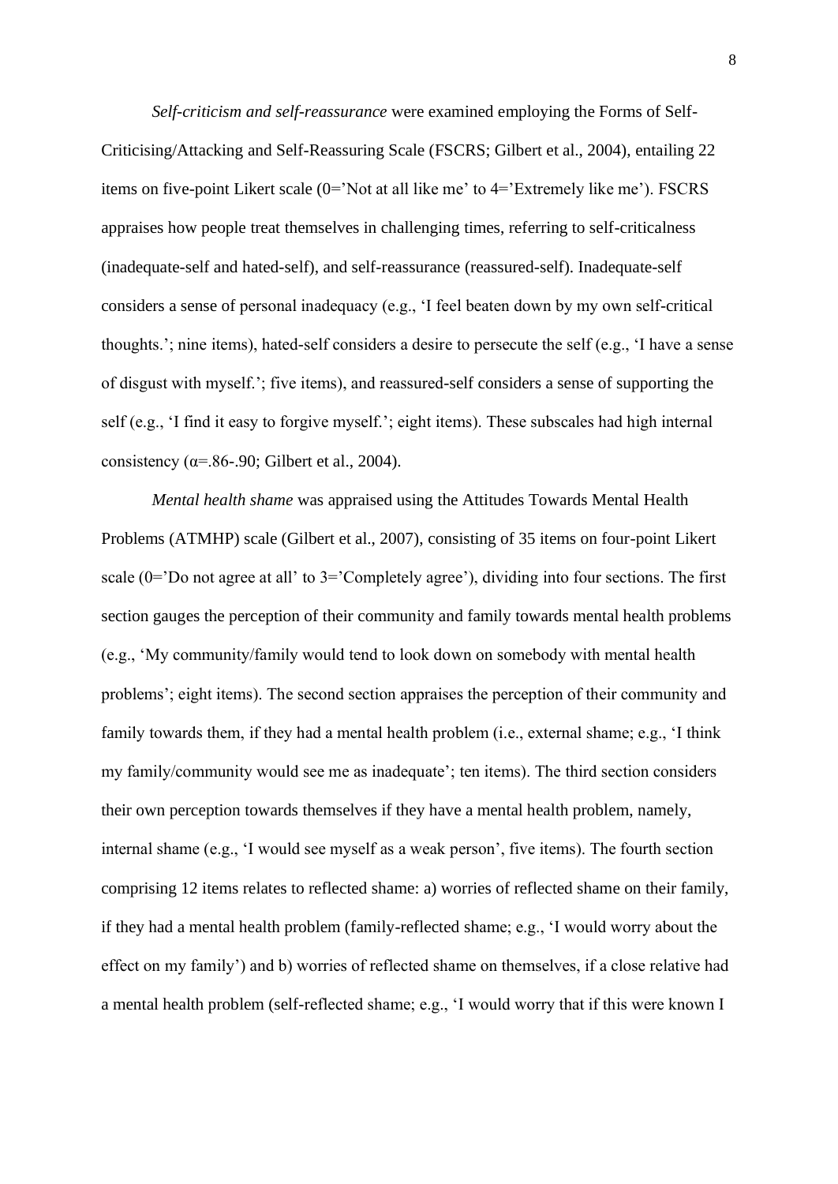*Self-criticism and self-reassurance* were examined employing the Forms of Self-Criticising/Attacking and Self-Reassuring Scale (FSCRS; Gilbert et al., 2004), entailing 22 items on five-point Likert scale (0='Not at all like me' to 4='Extremely like me'). FSCRS appraises how people treat themselves in challenging times, referring to self-criticalness (inadequate-self and hated-self), and self-reassurance (reassured-self). Inadequate-self considers a sense of personal inadequacy (e.g., 'I feel beaten down by my own self-critical thoughts.'; nine items), hated-self considers a desire to persecute the self (e.g., 'I have a sense of disgust with myself.'; five items), and reassured-self considers a sense of supporting the self (e.g., 'I find it easy to forgive myself.'; eight items). These subscales had high internal consistency (α=.86-.90; Gilbert et al., 2004).

*Mental health shame* was appraised using the Attitudes Towards Mental Health Problems (ATMHP) scale (Gilbert et al., 2007), consisting of 35 items on four-point Likert scale (0='Do not agree at all' to 3='Completely agree'), dividing into four sections. The first section gauges the perception of their community and family towards mental health problems (e.g., 'My community/family would tend to look down on somebody with mental health problems'; eight items). The second section appraises the perception of their community and family towards them, if they had a mental health problem (i.e., external shame; e.g., 'I think my family/community would see me as inadequate'; ten items). The third section considers their own perception towards themselves if they have a mental health problem, namely, internal shame (e.g., 'I would see myself as a weak person', five items). The fourth section comprising 12 items relates to reflected shame: a) worries of reflected shame on their family, if they had a mental health problem (family-reflected shame; e.g., 'I would worry about the effect on my family') and b) worries of reflected shame on themselves, if a close relative had a mental health problem (self-reflected shame; e.g., 'I would worry that if this were known I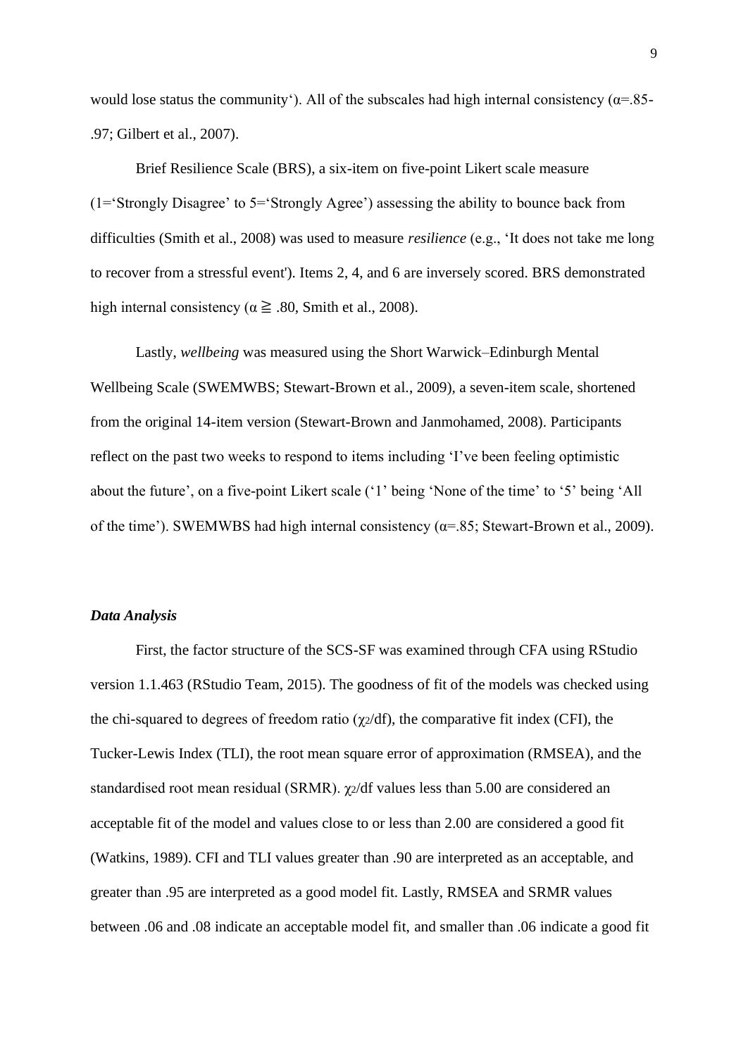would lose status the community‘). All of the subscales had high internal consistency (α=.85-.97; Gilbert et al., 2007).

Brief Resilience Scale (BRS), a six-item on five-point Likert scale measure (1='Strongly Disagree' to 5='Strongly Agree') assessing the ability to bounce back from difficulties (Smith et al., 2008) was used to measure *resilience* (e.g., 'It does not take me long to recover from a stressful event'). Items 2, 4, and 6 are inversely scored. BRS demonstrated high internal consistency (α ≧ .80, Smith et al., 2008).

Lastly, *wellbeing* was measured using the Short Warwick–Edinburgh Mental Wellbeing Scale (SWEMWBS; Stewart-Brown et al., 2009), a seven-item scale, shortened from the original 14-item version (Stewart-Brown and Janmohamed, 2008). Participants reflect on the past two weeks to respond to items including 'I've been feeling optimistic about the future', on a five-point Likert scale ('1' being 'None of the time' to '5' being 'All of the time'). SWEMWBS had high internal consistency (α=.85; Stewart-Brown et al., 2009).

### *Data Analysis*

First, the factor structure of the SCS-SF was examined through CFA using RStudio version 1.1.463 (RStudio Team, 2015). The goodness of fit of the models was checked using the chi-squared to degrees of freedom ratio ($\chi_2$/df), the comparative fit index (CFI), the Tucker-Lewis Index (TLI), the root mean square error of approximation (RMSEA), and the standardised root mean residual (SRMR). $\chi_2$/df values less than 5.00 are considered an acceptable fit of the model and values close to or less than 2.00 are considered a good fit (Watkins, 1989). CFI and TLI values greater than .90 are interpreted as an acceptable, and greater than .95 are interpreted as a good model fit. Lastly, RMSEA and SRMR values between .06 and .08 indicate an acceptable model fit, and smaller than .06 indicate a good fit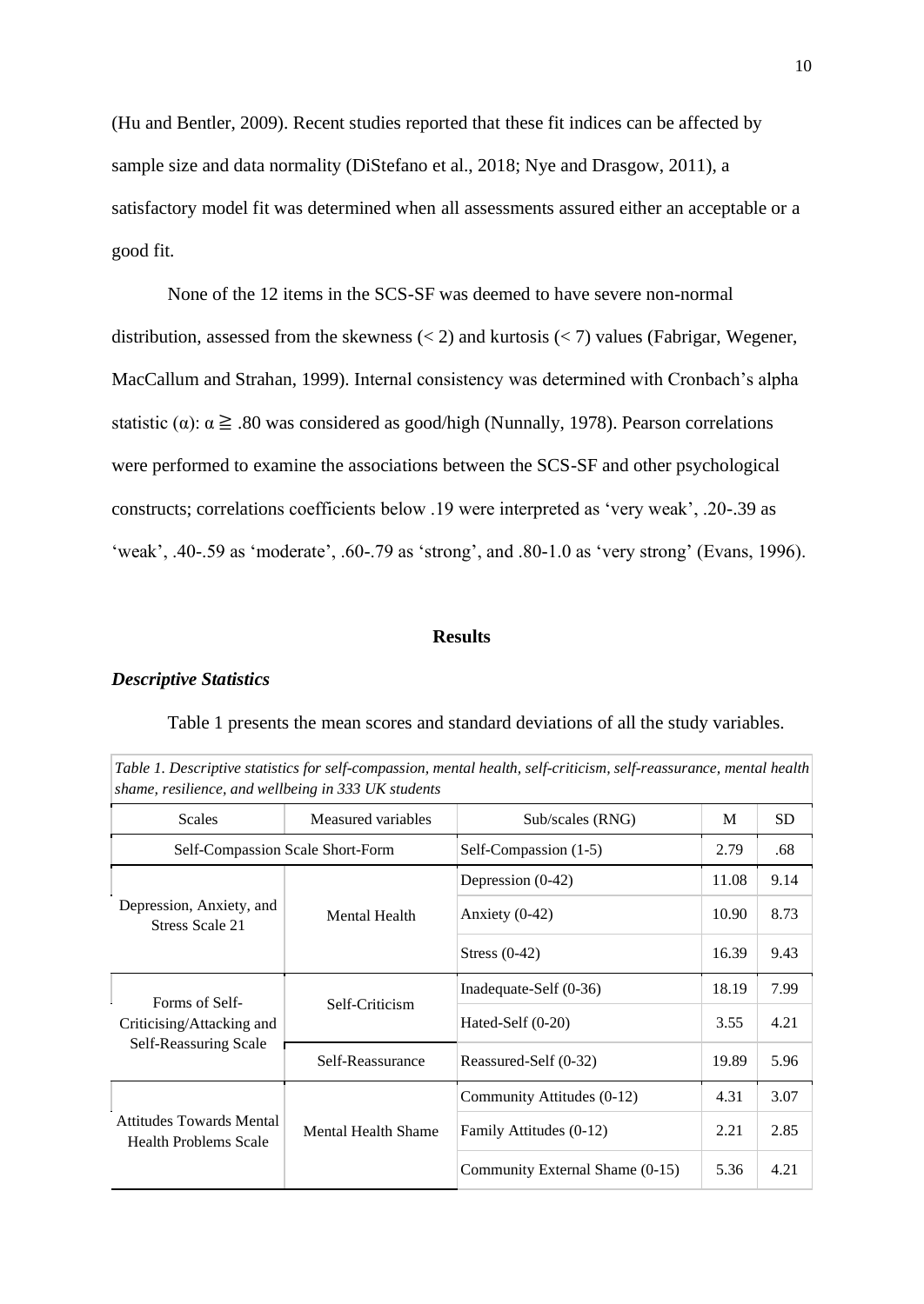(Hu and Bentler, 2009). Recent studies reported that these fit indices can be affected by sample size and data normality (DiStefano et al., 2018; Nye and Drasgow, 2011), a satisfactory model fit was determined when all assessments assured either an acceptable or a good fit.

None of the 12 items in the SCS-SF was deemed to have severe non-normal distribution, assessed from the skewness (< 2) and kurtosis (< 7) values (Fabrigar, Wegener, MacCallum and Strahan, 1999). Internal consistency was determined with Cronbach's alpha statistic (α): $\alpha \geqq .80$ was considered as good/high (Nunnally, 1978). Pearson correlations were performed to examine the associations between the SCS-SF and other psychological constructs; correlations coefficients below .19 were interpreted as 'very weak', .20-.39 as 'weak', .40-.59 as 'moderate', .60-.79 as 'strong', and .80-1.0 as 'very strong' (Evans, 1996).

## Results

### *Descriptive Statistics*

Table 1 presents the mean scores and standard deviations of all the study variables.

*Table 1. Descriptive statistics for self-compassion, mental health, self-criticism, self-reassurance, mental health shame, resilience, and wellbeing in 333 UK students*

| Scales | Measured variables | Sub/scales (RNG) | M | SD |
|---|---|---|---|---|
| Self-Compassion Scale Short-Form | | Self-Compassion (1-5) | 2.79 | .68 |
| Depression, Anxiety, and Stress Scale 21 | Mental Health | Depression (0-42) | 11.08 | 9.14 |
| | | Anxiety (0-42) | 10.90 | 8.73 |
| | | Stress (0-42) | 16.39 | 9.43 |
| Forms of Self-Criticising/Attacking and Self-Reassuring Scale | Self-Criticism | Inadequate-Self (0-36) | 18.19 | 7.99 |
| | | Hated-Self (0-20) | 3.55 | 4.21 |
| | Self-Reassurance | Reassured-Self (0-32) | 19.89 | 5.96 |
| Attitudes Towards Mental Health Problems Scale | Mental Health Shame | Community Attitudes (0-12) | 4.31 | 3.07 |
| | | Family Attitudes (0-12) | 2.21 | 2.85 |
| | | Community External Shame (0-15) | 5.36 | 4.21 |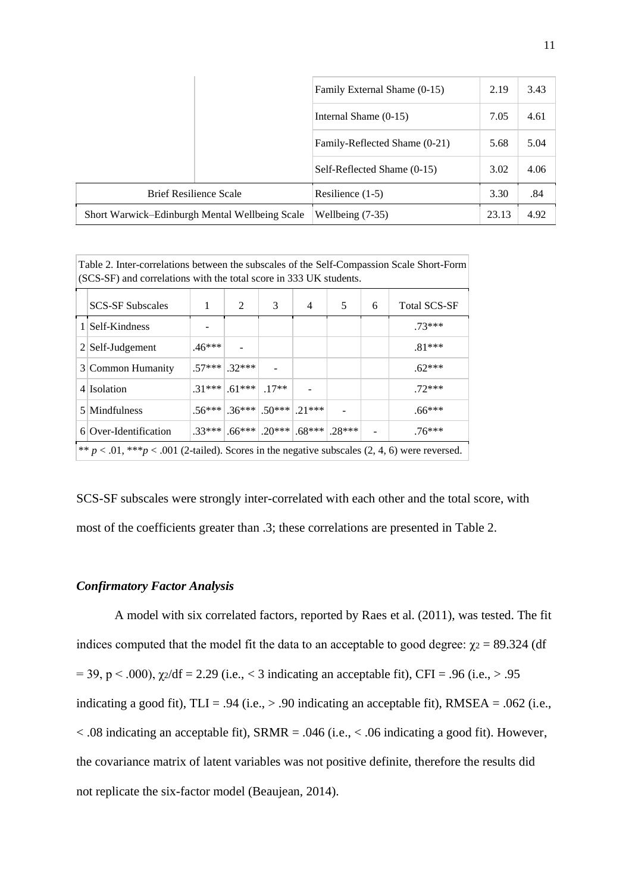| | | | | |
|---|---|---|---|---|
| | | Family External Shame (0-15) | 2.19 | 3.43 |
| | | Internal Shame (0-15) | 7.05 | 4.61 |
| | | Family-Reflected Shame (0-21) | 5.68 | 5.04 |
| | | Self-Reflected Shame (0-15) | 3.02 | 4.06 |
| Brief Resilience Scale | | Resilience (1-5) | 3.30 | .84 |
| Short Warwick–Edinburgh Mental Wellbeing Scale | | Wellbeing (7-35) | 23.13 | 4.92 |

Table 2. Inter-correlations between the subscales of the Self-Compassion Scale Short-Form (SCS-SF) and correlations with the total score in 333 UK students.

| | SCS-SF Subscales | 1 | 2 | 3 | 4 | 5 | 6 | Total SCS-SF |
|---|---|---|---|---|---|---|---|---|
| 1 | Self-Kindness | - | | | | | | .73*** |
| 2 | Self-Judgement | .46*** | - | | | | | .81*** |
| 3 | Common Humanity | .57*** | .32*** | - | | | | .62*** |
| 4 | Isolation | .31*** | .61*** | .17** | - | | | .72*** |
| 5 | Mindfulness | .56*** | .36*** | .50*** | .21*** | - | | .66*** |
| 6 | Over-Identification | .33*** | .66*** | .20*** | .68*** | .28*** | - | .76*** |

** $p < .01$, *** $p < .001$ (2-tailed). Scores in the negative subscales (2, 4, 6) were reversed.

SCS-SF subscales were strongly inter-correlated with each other and the total score, with most of the coefficients greater than .3; these correlations are presented in Table 2.

### *Confirmatory Factor Analysis*

A model with six correlated factors, reported by Raes et al. (2011), was tested. The fit indices computed that the model fit the data to an acceptable to good degree: $\chi_2 = 89.324$ (df = 39, p < .000), $\chi_2$/df = 2.29 (i.e., < 3 indicating an acceptable fit), CFI = .96 (i.e., > .95 indicating a good fit), TLI = .94 (i.e., > .90 indicating an acceptable fit), RMSEA = .062 (i.e., < .08 indicating an acceptable fit), SRMR = .046 (i.e., < .06 indicating a good fit). However, the covariance matrix of latent variables was not positive definite, therefore the results did not replicate the six-factor model (Beaujean, 2014).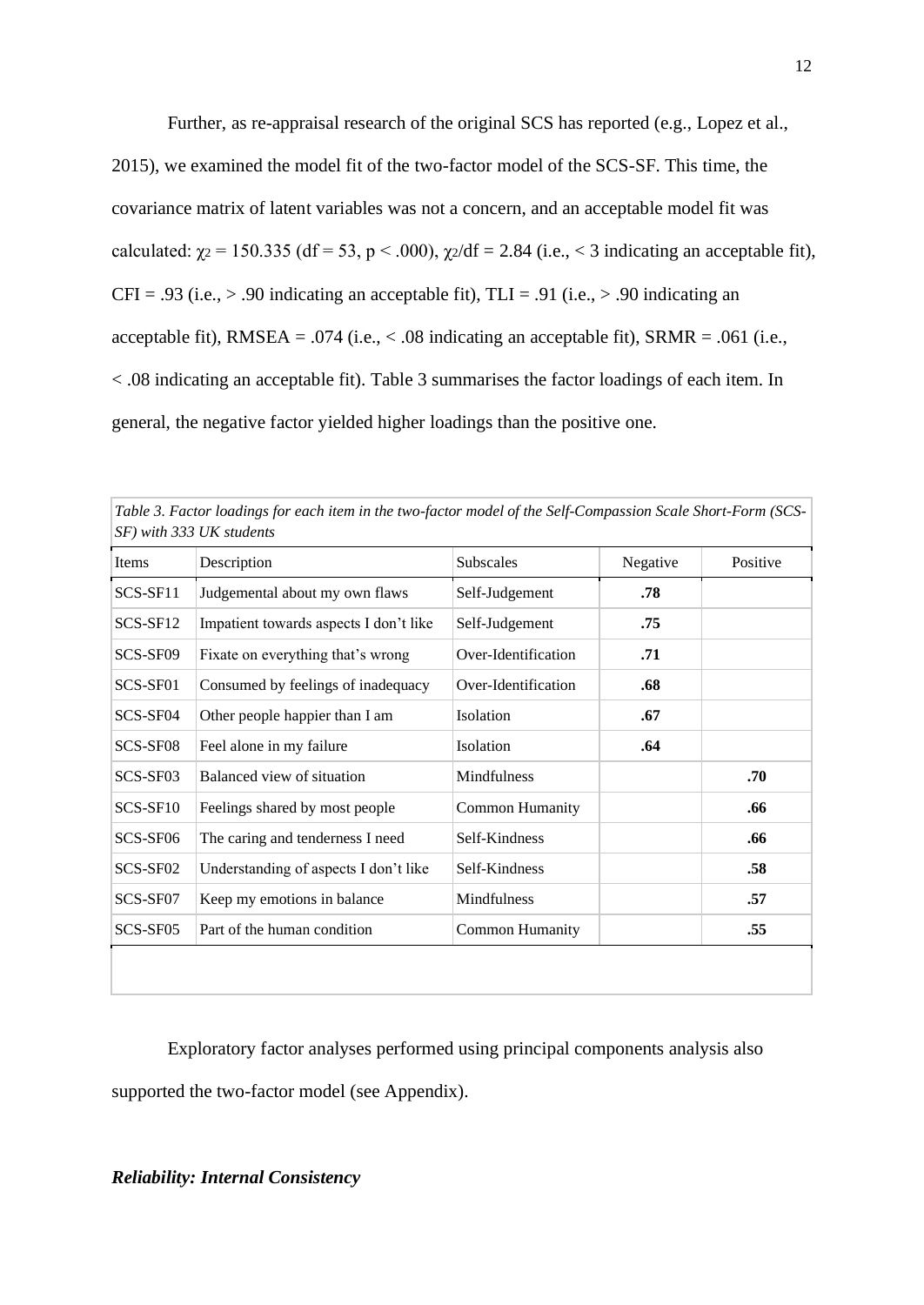Further, as re-appraisal research of the original SCS has reported (e.g., Lopez et al., 2015), we examined the model fit of the two-factor model of the SCS-SF. This time, the covariance matrix of latent variables was not a concern, and an acceptable model fit was calculated: $\chi_2 = 150.335$ (df = 53, p < .000), $\chi_2$/df = 2.84 (i.e., < 3 indicating an acceptable fit), CFI = .93 (i.e., > .90 indicating an acceptable fit), TLI = .91 (i.e., > .90 indicating an acceptable fit), RMSEA = .074 (i.e., < .08 indicating an acceptable fit), SRMR = .061 (i.e., < .08 indicating an acceptable fit). Table 3 summarises the factor loadings of each item. In general, the negative factor yielded higher loadings than the positive one.

*Table 3. Factor loadings for each item in the two-factor model of the Self-Compassion Scale Short-Form (SCS-SF) with 333 UK students*

| Items | Description | Subscales | Negative | Positive |
|---|---|---|---|---|
| SCS-SF11 | Judgemental about my own flaws | Self-Judgement | **.78** | |
| SCS-SF12 | Impatient towards aspects I don't like | Self-Judgement | **.75** | |
| SCS-SF09 | Fixate on everything that's wrong | Over-Identification | **.71** | |
| SCS-SF01 | Consumed by feelings of inadequacy | Over-Identification | **.68** | |
| SCS-SF04 | Other people happier than I am | Isolation | **.67** | |
| SCS-SF08 | Feel alone in my failure | Isolation | **.64** | |
| SCS-SF03 | Balanced view of situation | Mindfulness | | **.70** |
| SCS-SF10 | Feelings shared by most people | Common Humanity | | **.66** |
| SCS-SF06 | The caring and tenderness I need | Self-Kindness | | **.66** |
| SCS-SF02 | Understanding of aspects I don't like | Self-Kindness | | **.58** |
| SCS-SF07 | Keep my emotions in balance | Mindfulness | | **.57** |
| SCS-SF05 | Part of the human condition | Common Humanity | | **.55** |

Exploratory factor analyses performed using principal components analysis also supported the two-factor model (see Appendix).

***Reliability: Internal Consistency***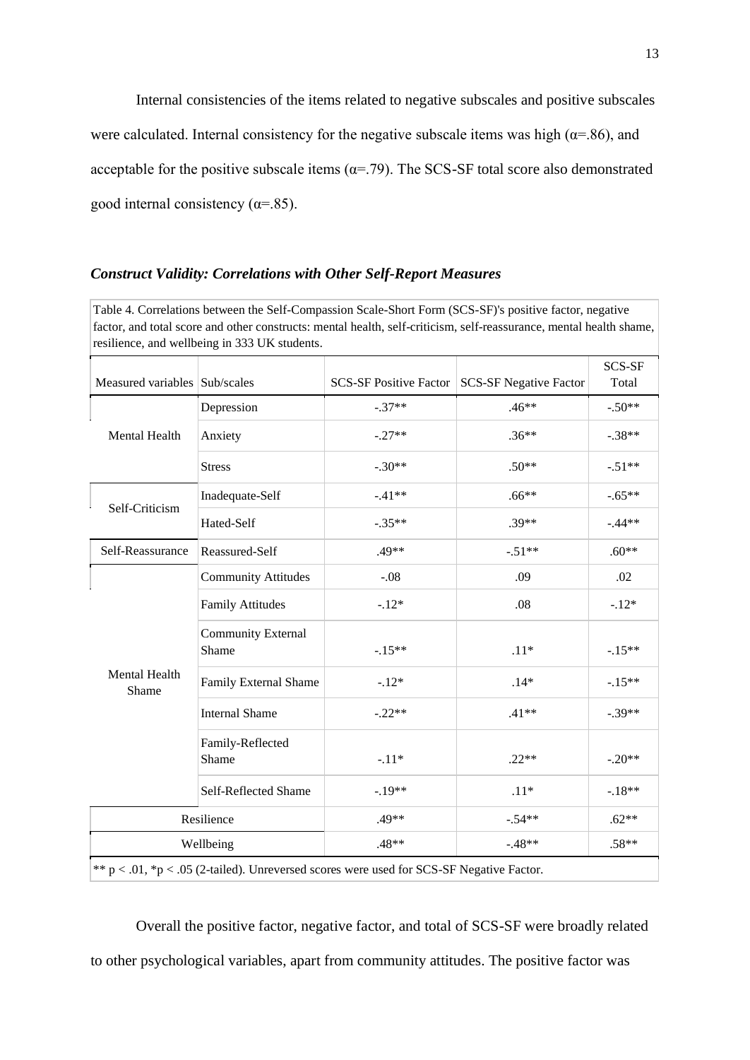Internal consistencies of the items related to negative subscales and positive subscales were calculated. Internal consistency for the negative subscale items was high (α=.86), and acceptable for the positive subscale items (α=.79). The SCS-SF total score also demonstrated good internal consistency (α=.85).

### *Construct Validity: Correlations with Other Self-Report Measures*

Table 4. Correlations between the Self-Compassion Scale-Short Form (SCS-SF)'s positive factor, negative factor, and total score and other constructs: mental health, self-criticism, self-reassurance, mental health shame, resilience, and wellbeing in 333 UK students.

| Measured variables | Sub/scales | SCS-SF Positive Factor | SCS-SF Negative Factor | SCS-SF Total |
|---|---|---|---|---|
| Mental Health | Depression | -.37** | .46** | -.50** |
| | Anxiety | -.27** | .36** | -.38** |
| | Stress | -.30** | .50** | -.51** |
| Self-Criticism | Inadequate-Self | -.41** | .66** | -.65** |
| | Hated-Self | -.35** | .39** | -.44** |
| Self-Reassurance | Reassured-Self | .49** | -.51** | .60** |
| Mental Health Shame | Community Attitudes | -.08 | .09 | .02 |
| | Family Attitudes | -.12* | .08 | -.12* |
| | Community External Shame | -.15** | .11* | -.15** |
| | Family External Shame | -.12* | .14* | -.15** |
| | Internal Shame | -.22** | .41** | -.39** |
| | Family-Reflected Shame | -.11* | .22** | -.20** |
| | Self-Reflected Shame | -.19** | .11* | -.18** |
| Resilience | | .49** | -.54** | .62** |
| Wellbeing | | .48** | -.48** | .58** |

** p < .01, *p < .05 (2-tailed). Unreversed scores were used for SCS-SF Negative Factor.

Overall the positive factor, negative factor, and total of SCS-SF were broadly related to other psychological variables, apart from community attitudes. The positive factor was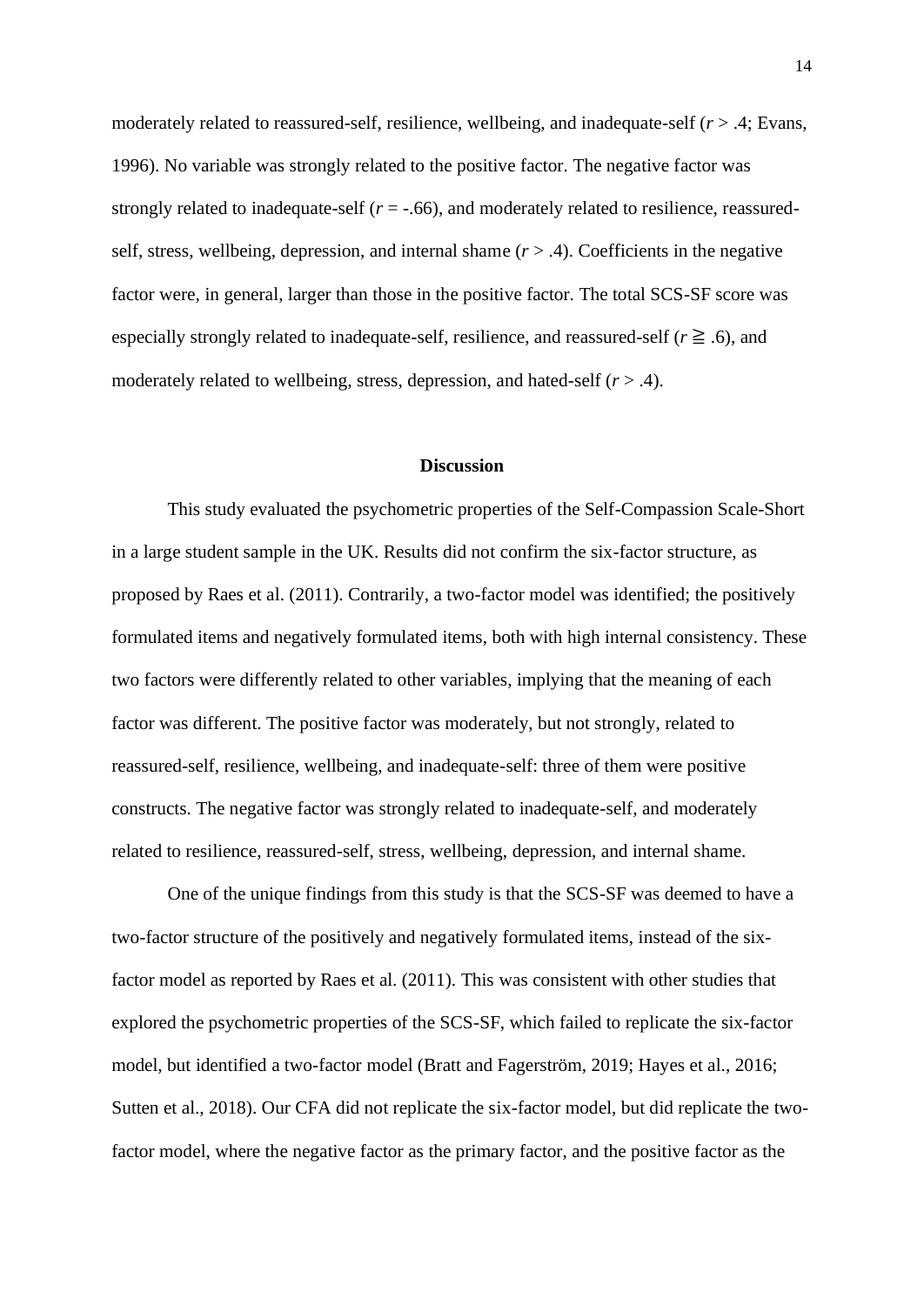moderately related to reassured-self, resilience, wellbeing, and inadequate-self ($r > .4$; Evans, 1996). No variable was strongly related to the positive factor. The negative factor was strongly related to inadequate-self ($r = -.66$), and moderately related to resilience, reassured-self, stress, wellbeing, depression, and internal shame ($r > .4$). Coefficients in the negative factor were, in general, larger than those in the positive factor. The total SCS-SF score was especially strongly related to inadequate-self, resilience, and reassured-self ($r \geqq .6$), and moderately related to wellbeing, stress, depression, and hated-self ($r > .4$).

## Discussion

This study evaluated the psychometric properties of the Self-Compassion Scale-Short in a large student sample in the UK. Results did not confirm the six-factor structure, as proposed by Raes et al. (2011). Contrarily, a two-factor model was identified; the positively formulated items and negatively formulated items, both with high internal consistency. These two factors were differently related to other variables, implying that the meaning of each factor was different. The positive factor was moderately, but not strongly, related to reassured-self, resilience, wellbeing, and inadequate-self: three of them were positive constructs. The negative factor was strongly related to inadequate-self, and moderately related to resilience, reassured-self, stress, wellbeing, depression, and internal shame.

One of the unique findings from this study is that the SCS-SF was deemed to have a two-factor structure of the positively and negatively formulated items, instead of the six-factor model as reported by Raes et al. (2011). This was consistent with other studies that explored the psychometric properties of the SCS-SF, which failed to replicate the six-factor model, but identified a two-factor model (Bratt and Fagerström, 2019; Hayes et al., 2016; Sutten et al., 2018). Our CFA did not replicate the six-factor model, but did replicate the two-factor model, where the negative factor as the primary factor, and the positive factor as the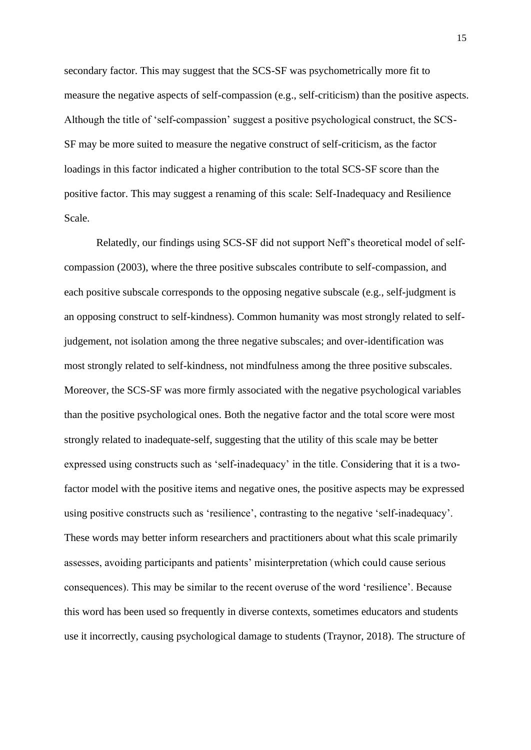secondary factor. This may suggest that the SCS-SF was psychometrically more fit to measure the negative aspects of self-compassion (e.g., self-criticism) than the positive aspects. Although the title of 'self-compassion' suggest a positive psychological construct, the SCS-SF may be more suited to measure the negative construct of self-criticism, as the factor loadings in this factor indicated a higher contribution to the total SCS-SF score than the positive factor. This may suggest a renaming of this scale: Self-Inadequacy and Resilience Scale.

Relatedly, our findings using SCS-SF did not support Neff's theoretical model of self-compassion (2003), where the three positive subscales contribute to self-compassion, and each positive subscale corresponds to the opposing negative subscale (e.g., self-judgment is an opposing construct to self-kindness). Common humanity was most strongly related to self-judgement, not isolation among the three negative subscales; and over-identification was most strongly related to self-kindness, not mindfulness among the three positive subscales. Moreover, the SCS-SF was more firmly associated with the negative psychological variables than the positive psychological ones. Both the negative factor and the total score were most strongly related to inadequate-self, suggesting that the utility of this scale may be better expressed using constructs such as 'self-inadequacy' in the title. Considering that it is a two-factor model with the positive items and negative ones, the positive aspects may be expressed using positive constructs such as 'resilience', contrasting to the negative 'self-inadequacy'. These words may better inform researchers and practitioners about what this scale primarily assesses, avoiding participants and patients' misinterpretation (which could cause serious consequences). This may be similar to the recent overuse of the word 'resilience'. Because this word has been used so frequently in diverse contexts, sometimes educators and students use it incorrectly, causing psychological damage to students (Traynor, 2018). The structure of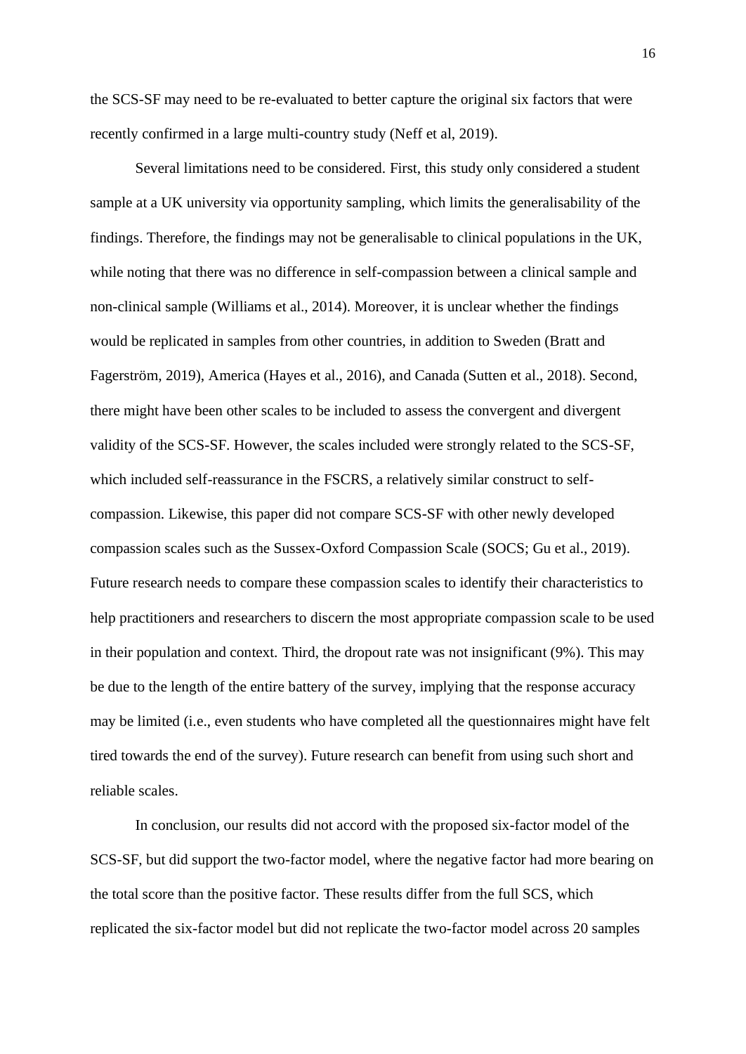the SCS-SF may need to be re-evaluated to better capture the original six factors that were recently confirmed in a large multi-country study (Neff et al, 2019).

Several limitations need to be considered. First, this study only considered a student sample at a UK university via opportunity sampling, which limits the generalisability of the findings. Therefore, the findings may not be generalisable to clinical populations in the UK, while noting that there was no difference in self-compassion between a clinical sample and non-clinical sample (Williams et al., 2014). Moreover, it is unclear whether the findings would be replicated in samples from other countries, in addition to Sweden (Bratt and Fagerström, 2019), America (Hayes et al., 2016), and Canada (Sutten et al., 2018). Second, there might have been other scales to be included to assess the convergent and divergent validity of the SCS-SF. However, the scales included were strongly related to the SCS-SF, which included self-reassurance in the FSCRS, a relatively similar construct to self-compassion. Likewise, this paper did not compare SCS-SF with other newly developed compassion scales such as the Sussex-Oxford Compassion Scale (SOCS; Gu et al., 2019). Future research needs to compare these compassion scales to identify their characteristics to help practitioners and researchers to discern the most appropriate compassion scale to be used in their population and context. Third, the dropout rate was not insignificant (9%). This may be due to the length of the entire battery of the survey, implying that the response accuracy may be limited (i.e., even students who have completed all the questionnaires might have felt tired towards the end of the survey). Future research can benefit from using such short and reliable scales.

In conclusion, our results did not accord with the proposed six-factor model of the SCS-SF, but did support the two-factor model, where the negative factor had more bearing on the total score than the positive factor. These results differ from the full SCS, which replicated the six-factor model but did not replicate the two-factor model across 20 samples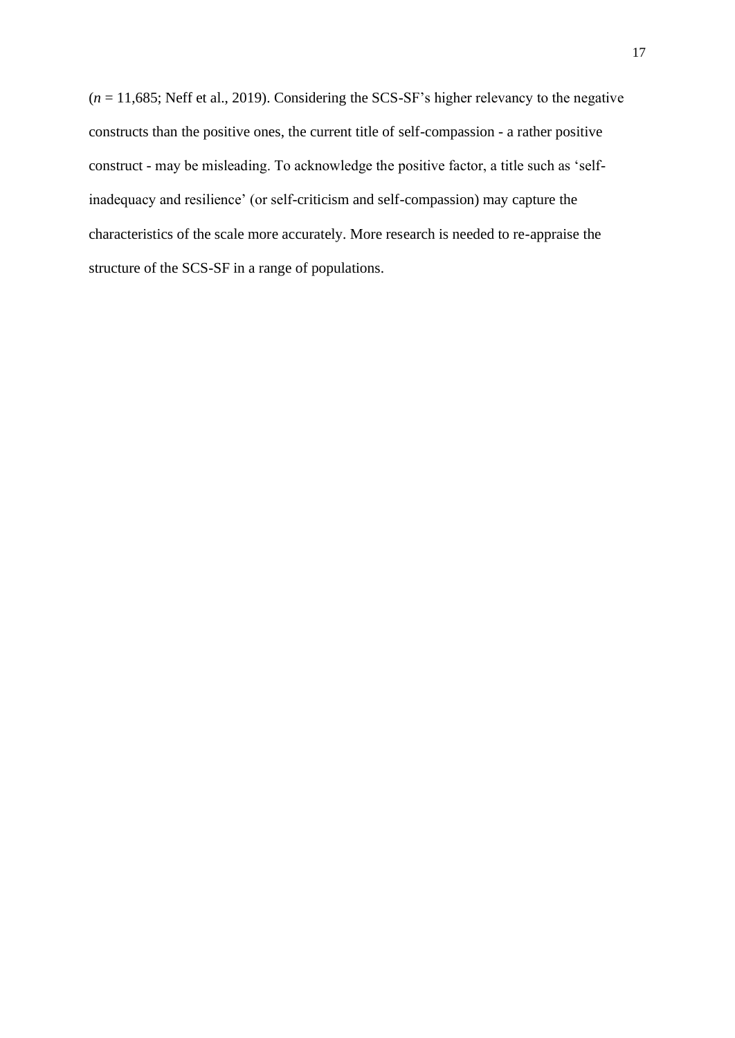($n$ = 11,685; Neff et al., 2019). Considering the SCS-SF's higher relevancy to the negative constructs than the positive ones, the current title of self-compassion - a rather positive construct - may be misleading. To acknowledge the positive factor, a title such as 'self-inadequacy and resilience' (or self-criticism and self-compassion) may capture the characteristics of the scale more accurately. More research is needed to re-appraise the structure of the SCS-SF in a range of populations.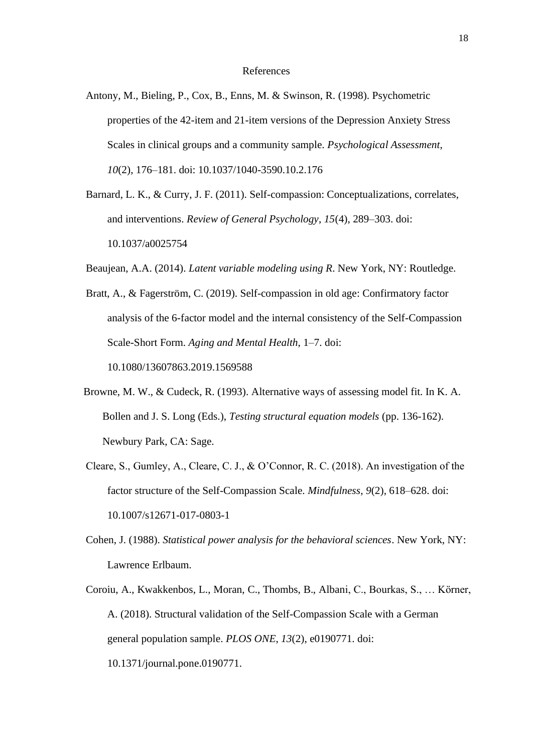# References

Antony, M., Bieling, P., Cox, B., Enns, M. & Swinson, R. (1998). Psychometric properties of the 42-item and 21-item versions of the Depression Anxiety Stress Scales in clinical groups and a community sample. *Psychological Assessment*, *10*(2), 176–181. doi: 10.1037/1040-3590.10.2.176

Barnard, L. K., & Curry, J. F. (2011). Self-compassion: Conceptualizations, correlates, and interventions. *Review of General Psychology*, *15*(4), 289–303. doi: 10.1037/a0025754

Beaujean, A.A. (2014). *Latent variable modeling using R*. New York, NY: Routledge.

Bratt, A., & Fagerström, C. (2019). Self-compassion in old age: Confirmatory factor analysis of the 6-factor model and the internal consistency of the Self-Compassion Scale-Short Form. *Aging and Mental Health*, 1–7. doi: 10.1080/13607863.2019.1569588

Browne, M. W., & Cudeck, R. (1993). Alternative ways of assessing model fit. In K. A. Bollen and J. S. Long (Eds.), *Testing structural equation models* (pp. 136-162). Newbury Park, CA: Sage.

Cleare, S., Gumley, A., Cleare, C. J., & O'Connor, R. C. (2018). An investigation of the factor structure of the Self-Compassion Scale. *Mindfulness, 9*(2), 618–628. doi: 10.1007/s12671-017-0803-1

Cohen, J. (1988). *Statistical power analysis for the behavioral sciences*. New York, NY: Lawrence Erlbaum.

Coroiu, A., Kwakkenbos, L., Moran, C., Thombs, B., Albani, C., Bourkas, S., … Körner, A. (2018). Structural validation of the Self-Compassion Scale with a German general population sample. *PLOS ONE*, *13*(2), e0190771. doi: 10.1371/journal.pone.0190771.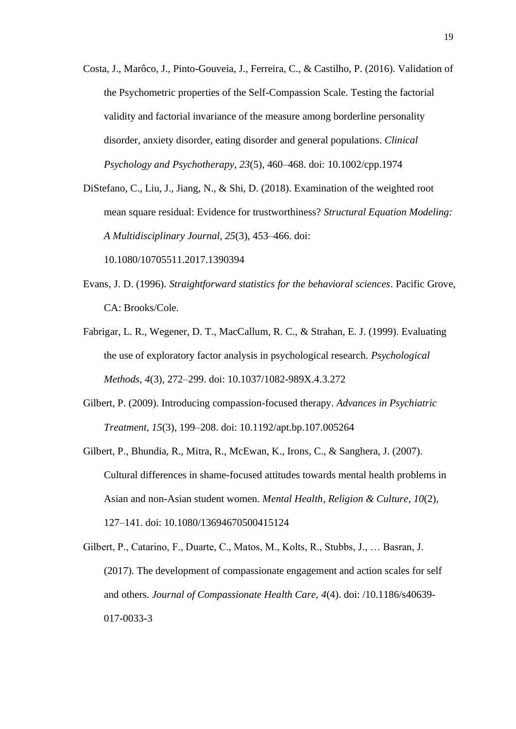Costa, J., Marôco, J., Pinto-Gouveia, J., Ferreira, C., & Castilho, P. (2016). Validation of the Psychometric properties of the Self-Compassion Scale. Testing the factorial validity and factorial invariance of the measure among borderline personality disorder, anxiety disorder, eating disorder and general populations. *Clinical Psychology and Psychotherapy*, *23*(5), 460–468. doi: 10.1002/cpp.1974

DiStefano, C., Liu, J., Jiang, N., & Shi, D. (2018). Examination of the weighted root mean square residual: Evidence for trustworthiness? *Structural Equation Modeling: A Multidisciplinary Journal*, *25*(3), 453–466. doi: 10.1080/10705511.2017.1390394

Evans, J. D. (1996). *Straightforward statistics for the behavioral sciences*. Pacific Grove, CA: Brooks/Cole.

Fabrigar, L. R., Wegener, D. T., MacCallum, R. C., & Strahan, E. J. (1999). Evaluating the use of exploratory factor analysis in psychological research. *Psychological Methods*, *4*(3), 272–299. doi: 10.1037/1082-989X.4.3.272

Gilbert, P. (2009). Introducing compassion-focused therapy. *Advances in Psychiatric Treatment*, *15*(3), 199–208. doi: 10.1192/apt.bp.107.005264

Gilbert, P., Bhundia, R., Mitra, R., McEwan, K., Irons, C., & Sanghera, J. (2007). Cultural differences in shame-focused attitudes towards mental health problems in Asian and non-Asian student women. *Mental Health, Religion & Culture*, *10*(2), 127–141. doi: 10.1080/13694670500415124

Gilbert, P., Catarino, F., Duarte, C., Matos, M., Kolts, R., Stubbs, J., … Basran, J. (2017). The development of compassionate engagement and action scales for self and others. *Journal of Compassionate Health Care, 4*(4). doi: /10.1186/s40639-017-0033-3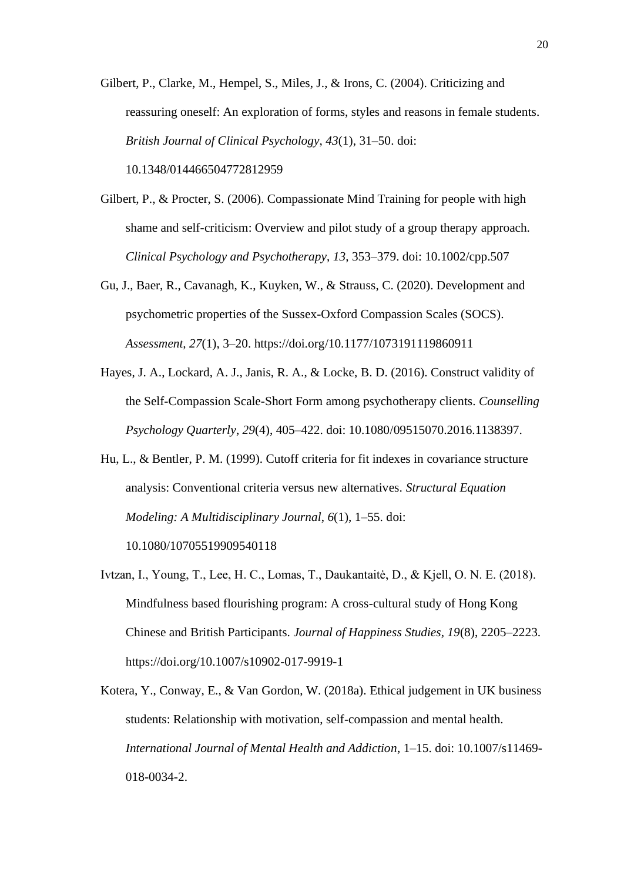Gilbert, P., Clarke, M., Hempel, S., Miles, J., & Irons, C. (2004). Criticizing and reassuring oneself: An exploration of forms, styles and reasons in female students. *British Journal of Clinical Psychology*, *43*(1), 31–50. doi: 10.1348/014466504772812959

Gilbert, P., & Procter, S. (2006). Compassionate Mind Training for people with high shame and self-criticism: Overview and pilot study of a group therapy approach. *Clinical Psychology and Psychotherapy*, *13*, 353–379. doi: 10.1002/cpp.507

Gu, J., Baer, R., Cavanagh, K., Kuyken, W., & Strauss, C. (2020). Development and psychometric properties of the Sussex-Oxford Compassion Scales (SOCS). *Assessment, 27*(1), 3–20. https://doi.org/10.1177/1073191119860911

Hayes, J. A., Lockard, A. J., Janis, R. A., & Locke, B. D. (2016). Construct validity of the Self-Compassion Scale-Short Form among psychotherapy clients. *Counselling Psychology Quarterly*, *29*(4), 405–422. doi: 10.1080/09515070.2016.1138397.

Hu, L., & Bentler, P. M. (1999). Cutoff criteria for fit indexes in covariance structure analysis: Conventional criteria versus new alternatives. *Structural Equation Modeling: A Multidisciplinary Journal*, *6*(1), 1–55. doi: 10.1080/10705519909540118

Ivtzan, I., Young, T., Lee, H. C., Lomas, T., Daukantaitė, D., & Kjell, O. N. E. (2018). Mindfulness based flourishing program: A cross-cultural study of Hong Kong Chinese and British Participants. *Journal of Happiness Studies*, *19*(8), 2205–2223. https://doi.org/10.1007/s10902-017-9919-1

Kotera, Y., Conway, E., & Van Gordon, W. (2018a). Ethical judgement in UK business students: Relationship with motivation, self-compassion and mental health. *International Journal of Mental Health and Addiction*, 1–15. doi: 10.1007/s11469-018-0034-2.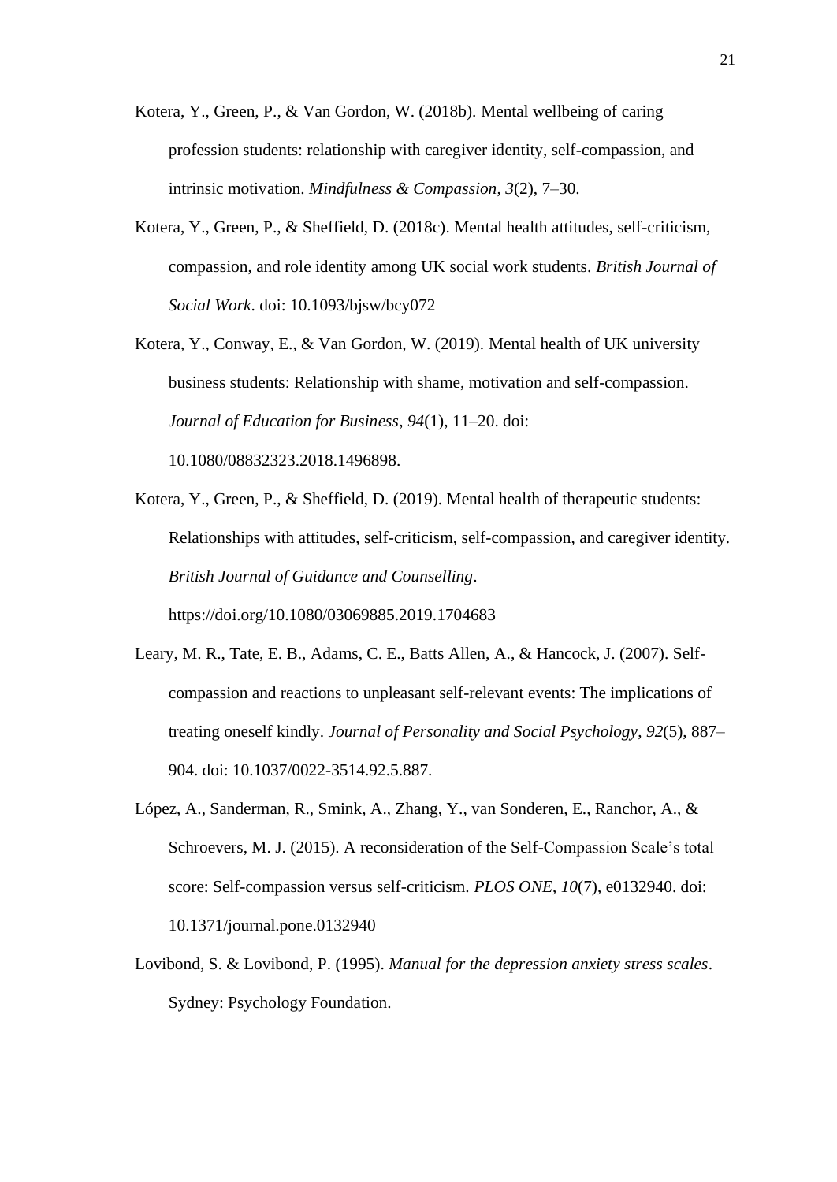Kotera, Y., Green, P., & Van Gordon, W. (2018b). Mental wellbeing of caring profession students: relationship with caregiver identity, self-compassion, and intrinsic motivation. *Mindfulness & Compassion*, *3*(2), 7–30.

Kotera, Y., Green, P., & Sheffield, D. (2018c). Mental health attitudes, self-criticism, compassion, and role identity among UK social work students. *British Journal of Social Work*. doi: 10.1093/bjsw/bcy072

Kotera, Y., Conway, E., & Van Gordon, W. (2019). Mental health of UK university business students: Relationship with shame, motivation and self-compassion. *Journal of Education for Business*, *94*(1), 11–20. doi: 10.1080/08832323.2018.1496898.

Kotera, Y., Green, P., & Sheffield, D. (2019). Mental health of therapeutic students: Relationships with attitudes, self-criticism, self-compassion, and caregiver identity. *British Journal of Guidance and Counselling*. https://doi.org/10.1080/03069885.2019.1704683

Leary, M. R., Tate, E. B., Adams, C. E., Batts Allen, A., & Hancock, J. (2007). Self-compassion and reactions to unpleasant self-relevant events: The implications of treating oneself kindly. *Journal of Personality and Social Psychology*, *92*(5), 887–904. doi: 10.1037/0022-3514.92.5.887.

López, A., Sanderman, R., Smink, A., Zhang, Y., van Sonderen, E., Ranchor, A., & Schroevers, M. J. (2015). A reconsideration of the Self-Compassion Scale's total score: Self-compassion versus self-criticism. *PLOS ONE*, *10*(7), e0132940. doi: 10.1371/journal.pone.0132940

Lovibond, S. & Lovibond, P. (1995). *Manual for the depression anxiety stress scales*. Sydney: Psychology Foundation.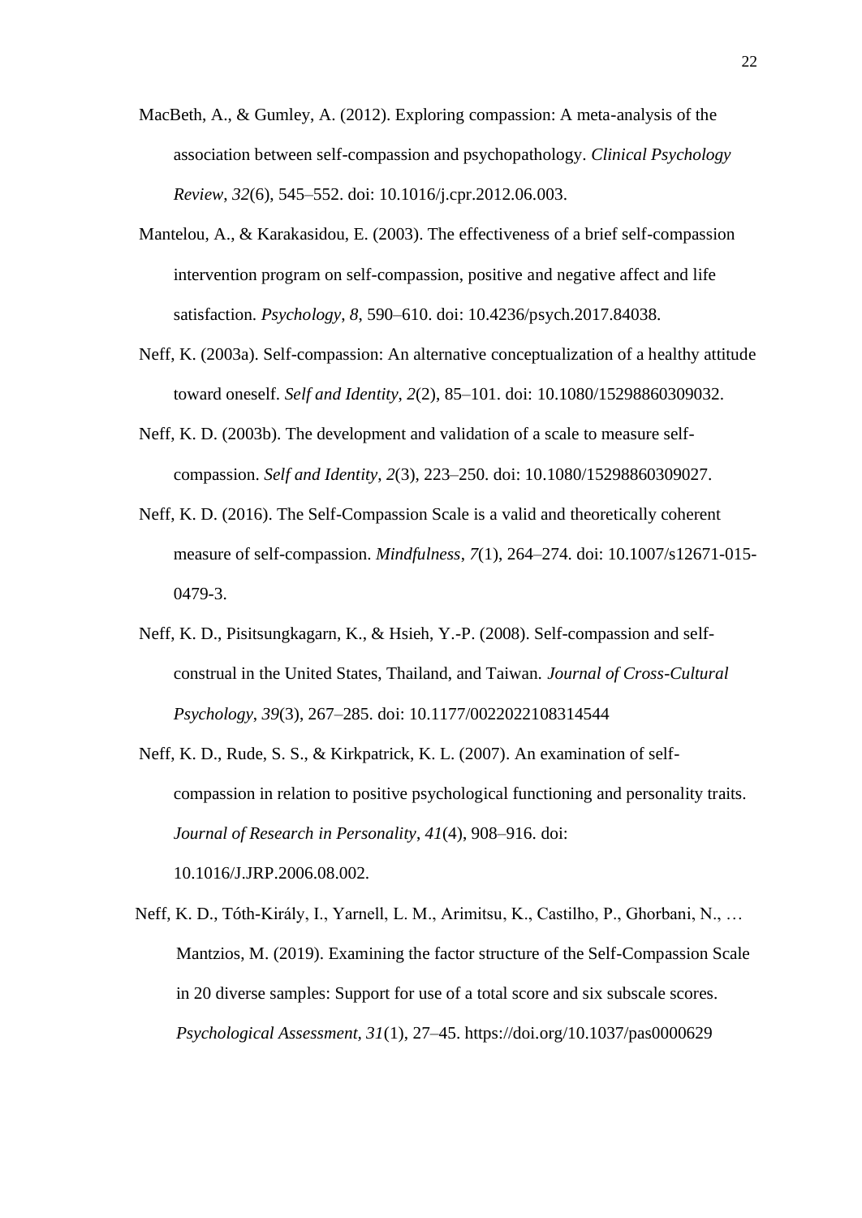MacBeth, A., & Gumley, A. (2012). Exploring compassion: A meta-analysis of the association between self-compassion and psychopathology. *Clinical Psychology Review*, *32*(6), 545–552. doi: 10.1016/j.cpr.2012.06.003.

Mantelou, A., & Karakasidou, E. (2003). The effectiveness of a brief self-compassion intervention program on self-compassion, positive and negative affect and life satisfaction. *Psychology*, *8*, 590–610. doi: 10.4236/psych.2017.84038.

Neff, K. (2003a). Self-compassion: An alternative conceptualization of a healthy attitude toward oneself. *Self and Identity*, *2*(2), 85–101. doi: 10.1080/15298860309032.

Neff, K. D. (2003b). The development and validation of a scale to measure self-compassion. *Self and Identity*, *2*(3), 223–250. doi: 10.1080/15298860309027.

Neff, K. D. (2016). The Self-Compassion Scale is a valid and theoretically coherent measure of self-compassion. *Mindfulness*, *7*(1), 264–274. doi: 10.1007/s12671-015-0479-3.

Neff, K. D., Pisitsungkagarn, K., & Hsieh, Y.-P. (2008). Self-compassion and self-construal in the United States, Thailand, and Taiwan. *Journal of Cross-Cultural Psychology*, *39*(3), 267–285. doi: 10.1177/0022022108314544

Neff, K. D., Rude, S. S., & Kirkpatrick, K. L. (2007). An examination of self-compassion in relation to positive psychological functioning and personality traits. *Journal of Research in Personality*, *41*(4), 908–916. doi: 10.1016/J.JRP.2006.08.002.

Neff, K. D., Tóth-Király, I., Yarnell, L. M., Arimitsu, K., Castilho, P., Ghorbani, N., … Mantzios, M. (2019). Examining the factor structure of the Self-Compassion Scale in 20 diverse samples: Support for use of a total score and six subscale scores. *Psychological Assessment, 31*(1), 27–45. https://doi.org/10.1037/pas0000629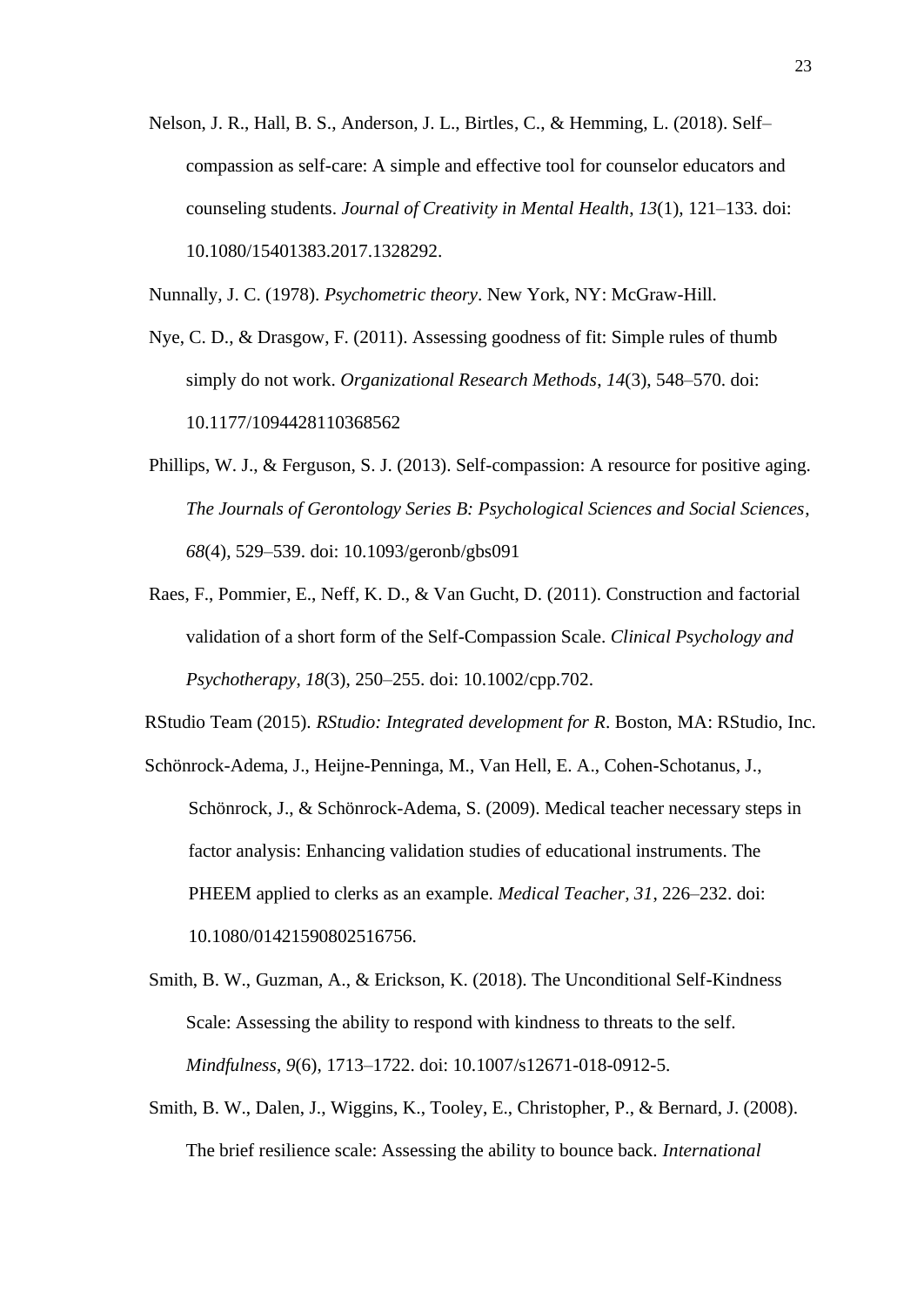Nelson, J. R., Hall, B. S., Anderson, J. L., Birtles, C., & Hemming, L. (2018). Self–compassion as self-care: A simple and effective tool for counselor educators and counseling students. *Journal of Creativity in Mental Health*, *13*(1), 121–133. doi: 10.1080/15401383.2017.1328292.

Nunnally, J. C. (1978). *Psychometric theory*. New York, NY: McGraw-Hill.

Nye, C. D., & Drasgow, F. (2011). Assessing goodness of fit: Simple rules of thumb simply do not work. *Organizational Research Methods*, *14*(3), 548–570. doi: 10.1177/1094428110368562

Phillips, W. J., & Ferguson, S. J. (2013). Self-compassion: A resource for positive aging. *The Journals of Gerontology Series B: Psychological Sciences and Social Sciences*, *68*(4), 529–539. doi: 10.1093/geronb/gbs091

Raes, F., Pommier, E., Neff, K. D., & Van Gucht, D. (2011). Construction and factorial validation of a short form of the Self-Compassion Scale. *Clinical Psychology and Psychotherapy, 18*(3), 250–255. doi: 10.1002/cpp.702.

RStudio Team (2015). *RStudio: Integrated development for R*. Boston, MA: RStudio, Inc.

Schönrock-Adema, J., Heijne-Penninga, M., Van Hell, E. A., Cohen-Schotanus, J., Schönrock, J., & Schönrock-Adema, S. (2009). Medical teacher necessary steps in factor analysis: Enhancing validation studies of educational instruments. The PHEEM applied to clerks as an example. *Medical Teacher, 31*, 226–232. doi: 10.1080/01421590802516756.

Smith, B. W., Guzman, A., & Erickson, K. (2018). The Unconditional Self-Kindness Scale: Assessing the ability to respond with kindness to threats to the self. *Mindfulness*, *9*(6), 1713–1722. doi: 10.1007/s12671-018-0912-5.

Smith, B. W., Dalen, J., Wiggins, K., Tooley, E., Christopher, P., & Bernard, J. (2008). The brief resilience scale: Assessing the ability to bounce back. *International*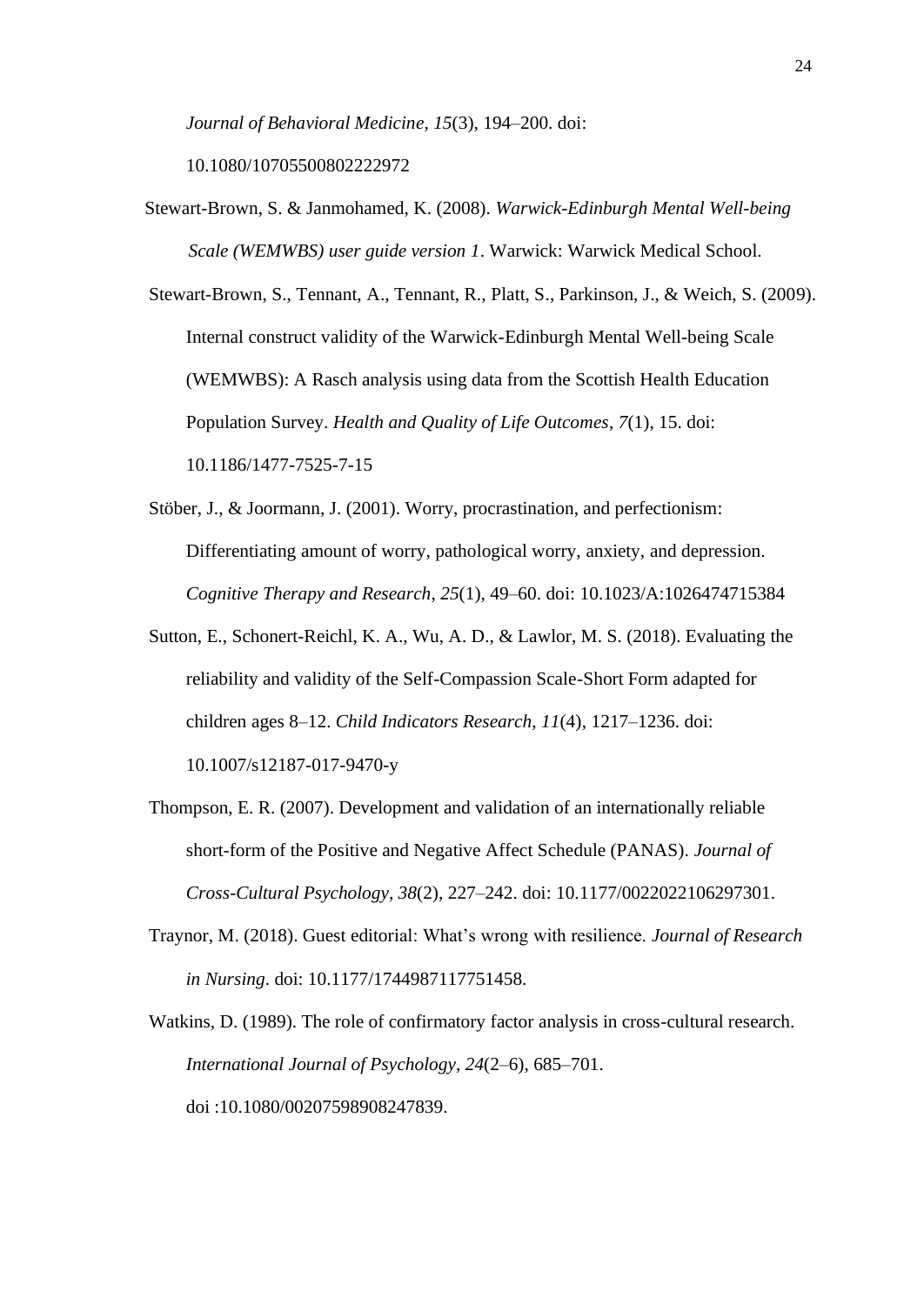*Journal of Behavioral Medicine*, *15*(3), 194–200. doi: 10.1080/10705500802222972

Stewart-Brown, S. & Janmohamed, K. (2008). *Warwick-Edinburgh Mental Well-being Scale (WEMWBS) user guide version 1*. Warwick: Warwick Medical School.

Stewart-Brown, S., Tennant, A., Tennant, R., Platt, S., Parkinson, J., & Weich, S. (2009). Internal construct validity of the Warwick-Edinburgh Mental Well-being Scale (WEMWBS): A Rasch analysis using data from the Scottish Health Education Population Survey. *Health and Quality of Life Outcomes*, *7*(1), 15. doi: 10.1186/1477-7525-7-15

Stöber, J., & Joormann, J. (2001). Worry, procrastination, and perfectionism: Differentiating amount of worry, pathological worry, anxiety, and depression. *Cognitive Therapy and Research*, *25*(1), 49–60. doi: 10.1023/A:1026474715384

Sutton, E., Schonert-Reichl, K. A., Wu, A. D., & Lawlor, M. S. (2018). Evaluating the reliability and validity of the Self-Compassion Scale-Short Form adapted for children ages 8–12. *Child Indicators Research*, *11*(4), 1217–1236. doi: 10.1007/s12187-017-9470-y

Thompson, E. R. (2007). Development and validation of an internationally reliable short-form of the Positive and Negative Affect Schedule (PANAS). *Journal of Cross-Cultural Psychology*, *38*(2), 227–242. doi: 10.1177/0022022106297301.

Traynor, M. (2018). Guest editorial: What's wrong with resilience. *Journal of Research in Nursing*. doi: 10.1177/1744987117751458.

Watkins, D. (1989). The role of confirmatory factor analysis in cross-cultural research. *International Journal of Psychology*, *24*(2–6), 685–701. doi :10.1080/00207598908247839.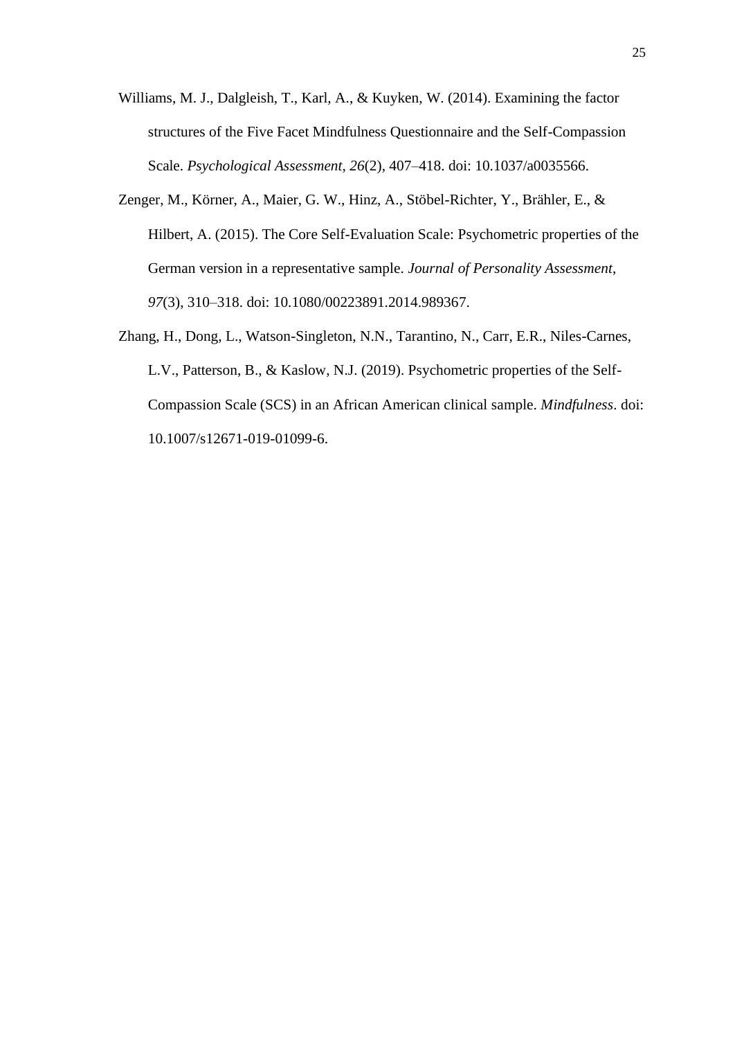Williams, M. J., Dalgleish, T., Karl, A., & Kuyken, W. (2014). Examining the factor structures of the Five Facet Mindfulness Questionnaire and the Self-Compassion Scale. *Psychological Assessment*, *26*(2), 407–418. doi: 10.1037/a0035566.

Zenger, M., Körner, A., Maier, G. W., Hinz, A., Stöbel-Richter, Y., Brähler, E., & Hilbert, A. (2015). The Core Self-Evaluation Scale: Psychometric properties of the German version in a representative sample. *Journal of Personality Assessment*, *97*(3), 310–318. doi: 10.1080/00223891.2014.989367.

Zhang, H., Dong, L., Watson-Singleton, N.N., Tarantino, N., Carr, E.R., Niles-Carnes, L.V., Patterson, B., & Kaslow, N.J. (2019). Psychometric properties of the Self-Compassion Scale (SCS) in an African American clinical sample. *Mindfulness*. doi: 10.1007/s12671-019-01099-6.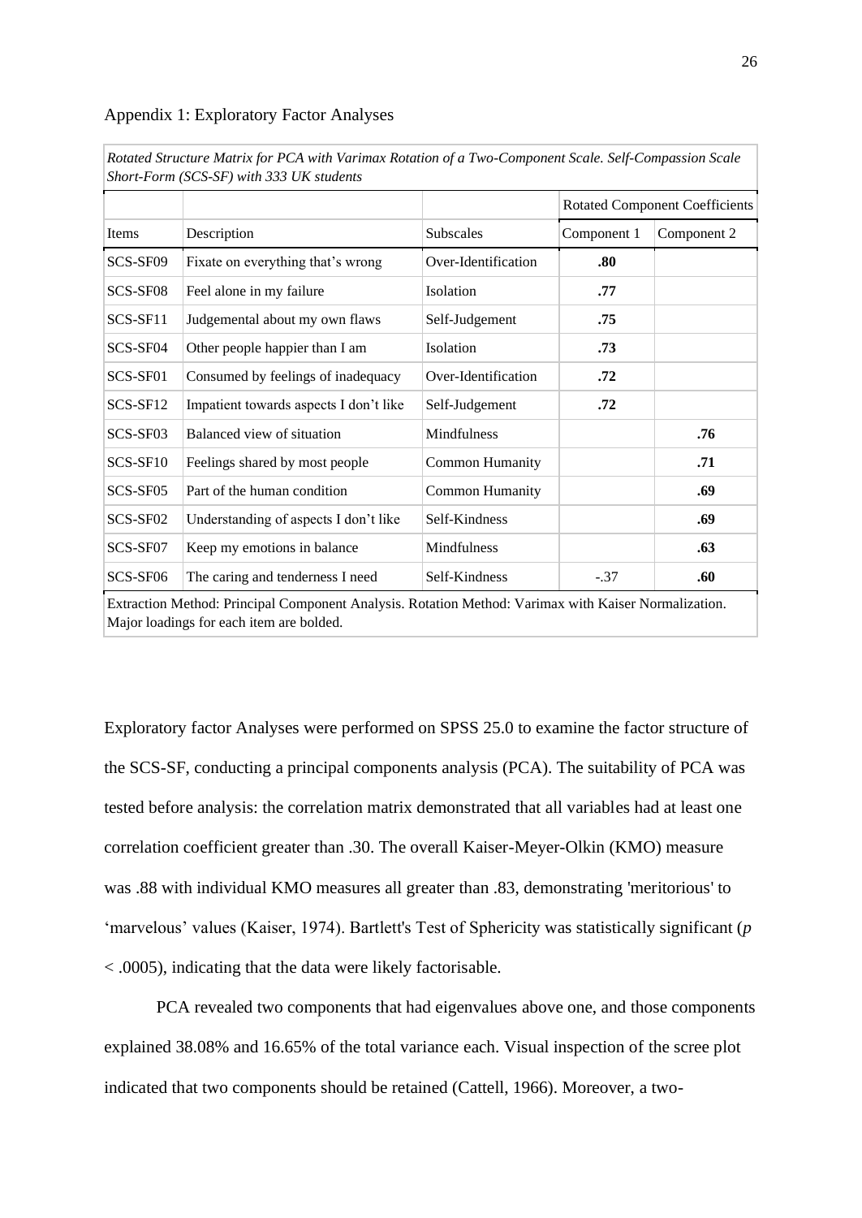Appendix 1: Exploratory Factor Analyses

*Rotated Structure Matrix for PCA with Varimax Rotation of a Two-Component Scale. Self-Compassion Scale Short-Form (SCS-SF) with 333 UK students*

| | | | Rotated Component Coefficients | |
|---|---|---|---|---|
| Items | Description | Subscales | Component 1 | Component 2 |
| SCS-SF09 | Fixate on everything that's wrong | Over-Identification | **.80** | |
| SCS-SF08 | Feel alone in my failure | Isolation | **.77** | |
| SCS-SF11 | Judgemental about my own flaws | Self-Judgement | **.75** | |
| SCS-SF04 | Other people happier than I am | Isolation | **.73** | |
| SCS-SF01 | Consumed by feelings of inadequacy | Over-Identification | **.72** | |
| SCS-SF12 | Impatient towards aspects I don't like | Self-Judgement | **.72** | |
| SCS-SF03 | Balanced view of situation | Mindfulness | | **.76** |
| SCS-SF10 | Feelings shared by most people | Common Humanity | | **.71** |
| SCS-SF05 | Part of the human condition | Common Humanity | | **.69** |
| SCS-SF02 | Understanding of aspects I don't like | Self-Kindness | | **.69** |
| SCS-SF07 | Keep my emotions in balance | Mindfulness | | **.63** |
| SCS-SF06 | The caring and tenderness I need | Self-Kindness | -.37 | **.60** |

Extraction Method: Principal Component Analysis. Rotation Method: Varimax with Kaiser Normalization. Major loadings for each item are bolded.

Exploratory factor Analyses were performed on SPSS 25.0 to examine the factor structure of the SCS-SF, conducting a principal components analysis (PCA). The suitability of PCA was tested before analysis: the correlation matrix demonstrated that all variables had at least one correlation coefficient greater than .30. The overall Kaiser-Meyer-Olkin (KMO) measure was .88 with individual KMO measures all greater than .83, demonstrating 'meritorious' to 'marvelous' values (Kaiser, 1974). Bartlett's Test of Sphericity was statistically significant ($p < .0005$), indicating that the data were likely factorisable.

PCA revealed two components that had eigenvalues above one, and those components explained 38.08% and 16.65% of the total variance each. Visual inspection of the scree plot indicated that two components should be retained (Cattell, 1966). Moreover, a two-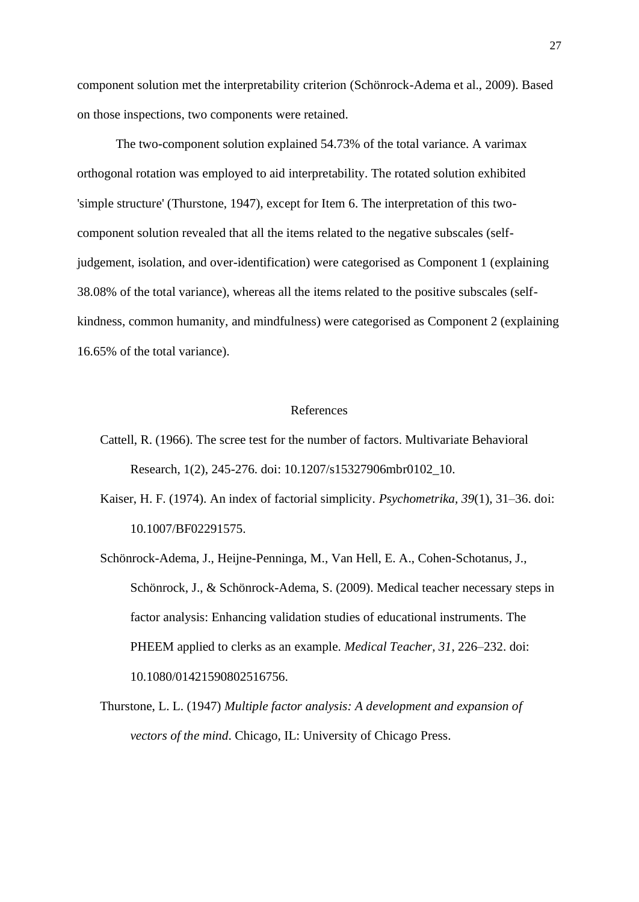component solution met the interpretability criterion (Schönrock-Adema et al., 2009). Based on those inspections, two components were retained.

The two-component solution explained 54.73% of the total variance. A varimax orthogonal rotation was employed to aid interpretability. The rotated solution exhibited 'simple structure' (Thurstone, 1947), except for Item 6. The interpretation of this two-component solution revealed that all the items related to the negative subscales (self-judgement, isolation, and over-identification) were categorised as Component 1 (explaining 38.08% of the total variance), whereas all the items related to the positive subscales (self-kindness, common humanity, and mindfulness) were categorised as Component 2 (explaining 16.65% of the total variance).

## References

Cattell, R. (1966). The scree test for the number of factors. Multivariate Behavioral Research, 1(2), 245-276. doi: 10.1207/s15327906mbr0102_10.

Kaiser, H. F. (1974). An index of factorial simplicity. *Psychometrika, 39*(1), 31–36. doi: 10.1007/BF02291575.

Schönrock-Adema, J., Heijne-Penninga, M., Van Hell, E. A., Cohen-Schotanus, J., Schönrock, J., & Schönrock-Adema, S. (2009). Medical teacher necessary steps in factor analysis: Enhancing validation studies of educational instruments. The PHEEM applied to clerks as an example. *Medical Teacher, 31*, 226–232. doi: 10.1080/01421590802516756.

Thurstone, L. L. (1947) *Multiple factor analysis: A development and expansion of vectors of the mind*. Chicago, IL: University of Chicago Press.